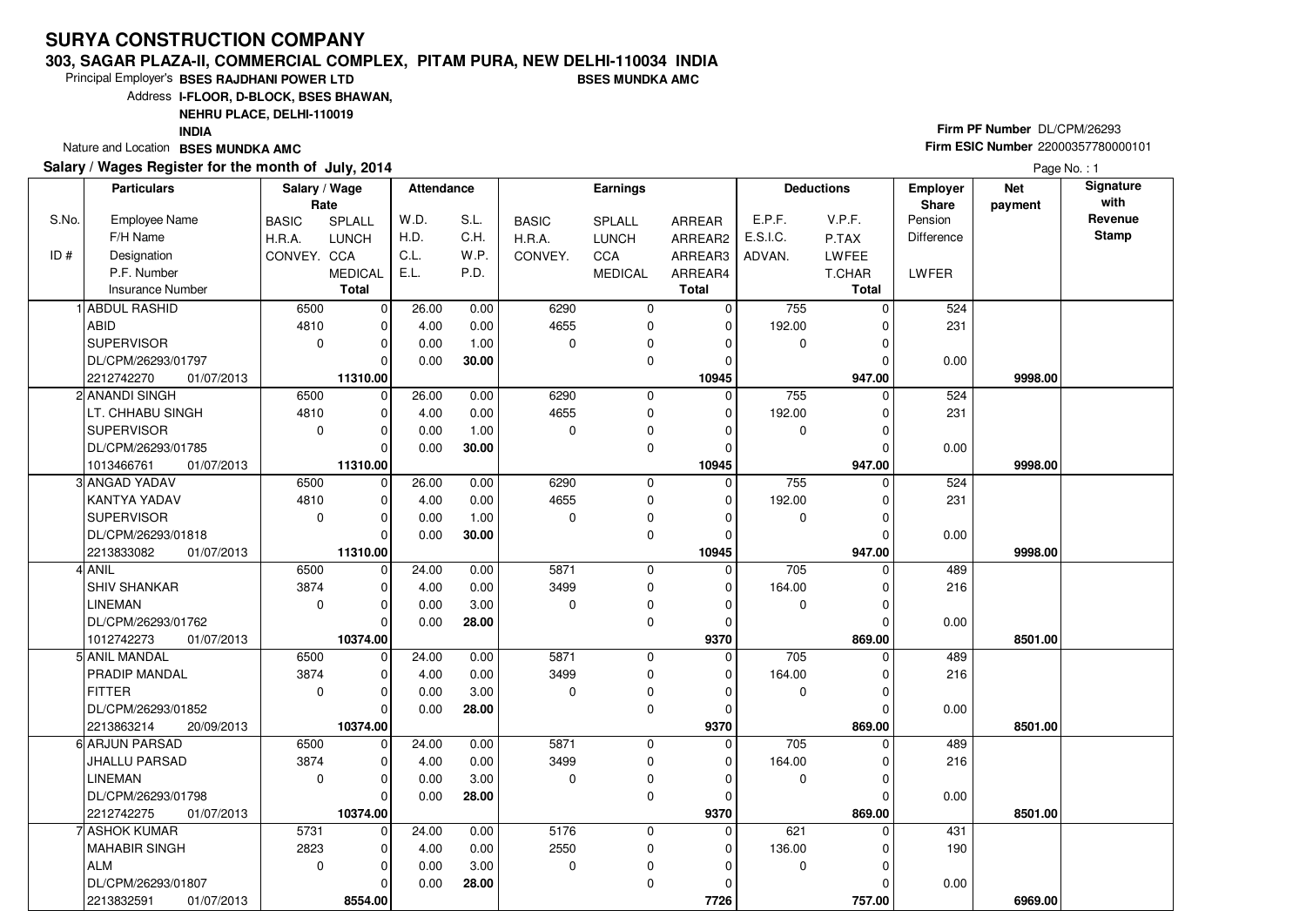# SURYA CONSTRUCTION COMPANY

**303, SAGAR PLAZA-II, COMMERCIAL COMPLEX, PITAM PURA, NEW DELHI-110034 INDIA**

Principal Employer's **BSES RAJDHANI POWER LTD** **BSES MUNDKA AMC**

Address **I-FLOOR, D-BLOCK, BSES BHAWAN, NEHRU PLACE, DELHI-110019 INDIA**

Nature and Location **BSES MUNDKA AMC**

**Firm PF Number** DL/CPM/26293
**Firm ESIC Number** 22000357780000101

**Salary / Wages Register for the month of July, 2014**

| S.No. / ID # | Particulars: Employee Name / F/H Name / Designation / P.F. Number / Insurance Number | Salary / Wage Rate: BASIC / H.R.A. / CONVEY. | Salary / Wage Rate: SPLALL / LUNCH / CCA / MEDICAL / Total | Attendance: W.D. / H.D. / C.L. / E.L. | Attendance: S.L. / C.H. / W.P. / P.D. | Earnings: BASIC / H.R.A. / CONVEY. | Earnings: SPLALL / LUNCH / CCA / MEDICAL | Earnings: ARREAR / ARREAR2 / ARREAR3 / ARREAR4 / Total | Deductions: E.P.F. / E.S.I.C. / ADVAN. | Deductions: V.P.F. / P.TAX / LWFEE / T.CHAR / Total | Employer Share: Pension / Difference / LWFER | Net payment | Signature with Revenue Stamp |
|---|---|---|---|---|---|---|---|---|---|---|---|---|---|
| 1 | ABDUL RASHID / ABID / SUPERVISOR / DL/CPM/26293/01797 / 2212742270 01/07/2013 | 6500 / 4810 / 0 | 0 / 0 / 0 / 0 / 11310.00 | 26.00 / 4.00 / 0.00 / 0.00 | 0.00 / 0.00 / 1.00 / 30.00 | 6290 / 4655 / 0 | 0 / 0 / 0 / 0 | 0 / 0 / 0 / 0 / 10945 | 755 / 192.00 / 0 | 0 / 0 / 0 / 0 / 947.00 | 524 / 231 / 0.00 | 9998.00 | |
| 2 | ANANDI SINGH / LT. CHHABU SINGH / SUPERVISOR / DL/CPM/26293/01785 / 1013466761 01/07/2013 | 6500 / 4810 / 0 | 0 / 0 / 0 / 0 / 11310.00 | 26.00 / 4.00 / 0.00 / 0.00 | 0.00 / 0.00 / 1.00 / 30.00 | 6290 / 4655 / 0 | 0 / 0 / 0 / 0 | 0 / 0 / 0 / 0 / 10945 | 755 / 192.00 / 0 | 0 / 0 / 0 / 0 / 947.00 | 524 / 231 / 0.00 | 9998.00 | |
| 3 | ANGAD YADAV / KANTYA YADAV / SUPERVISOR / DL/CPM/26293/01818 / 2213833082 01/07/2013 | 6500 / 4810 / 0 | 0 / 0 / 0 / 0 / 11310.00 | 26.00 / 4.00 / 0.00 / 0.00 | 0.00 / 0.00 / 1.00 / 30.00 | 6290 / 4655 / 0 | 0 / 0 / 0 / 0 | 0 / 0 / 0 / 0 / 10945 | 755 / 192.00 / 0 | 0 / 0 / 0 / 0 / 947.00 | 524 / 231 / 0.00 | 9998.00 | |
| 4 | ANIL / SHIV SHANKAR / LINEMAN / DL/CPM/26293/01762 / 1012742273 01/07/2013 | 6500 / 3874 / 0 | 0 / 0 / 0 / 0 / 10374.00 | 24.00 / 4.00 / 0.00 / 0.00 | 0.00 / 0.00 / 3.00 / 28.00 | 5871 / 3499 / 0 | 0 / 0 / 0 / 0 | 0 / 0 / 0 / 0 / 9370 | 705 / 164.00 / 0 | 0 / 0 / 0 / 0 / 869.00 | 489 / 216 / 0.00 | 8501.00 | |
| 5 | ANIL MANDAL / PRADIP MANDAL / FITTER / DL/CPM/26293/01852 / 2213863214 20/09/2013 | 6500 / 3874 / 0 | 0 / 0 / 0 / 0 / 10374.00 | 24.00 / 4.00 / 0.00 / 0.00 | 0.00 / 0.00 / 3.00 / 28.00 | 5871 / 3499 / 0 | 0 / 0 / 0 / 0 | 0 / 0 / 0 / 0 / 9370 | 705 / 164.00 / 0 | 0 / 0 / 0 / 0 / 869.00 | 489 / 216 / 0.00 | 8501.00 | |
| 6 | ARJUN PARSAD / JHALLU PARSAD / LINEMAN / DL/CPM/26293/01798 / 2212742275 01/07/2013 | 6500 / 3874 / 0 | 0 / 0 / 0 / 0 / 10374.00 | 24.00 / 4.00 / 0.00 / 0.00 | 0.00 / 0.00 / 3.00 / 28.00 | 5871 / 3499 / 0 | 0 / 0 / 0 / 0 | 0 / 0 / 0 / 0 / 9370 | 705 / 164.00 / 0 | 0 / 0 / 0 / 0 / 869.00 | 489 / 216 / 0.00 | 8501.00 | |
| 7 | ASHOK KUMAR / MAHABIR SINGH / ALM / DL/CPM/26293/01807 / 2213832591 01/07/2013 | 5731 / 2823 / 0 | 0 / 0 / 0 / 0 / 8554.00 | 24.00 / 4.00 / 0.00 / 0.00 | 0.00 / 0.00 / 3.00 / 28.00 | 5176 / 2550 / 0 | 0 / 0 / 0 / 0 | 0 / 0 / 0 / 0 / 7726 | 621 / 136.00 / 0 | 0 / 0 / 0 / 0 / 757.00 | 431 / 190 / 0.00 | 6969.00 | |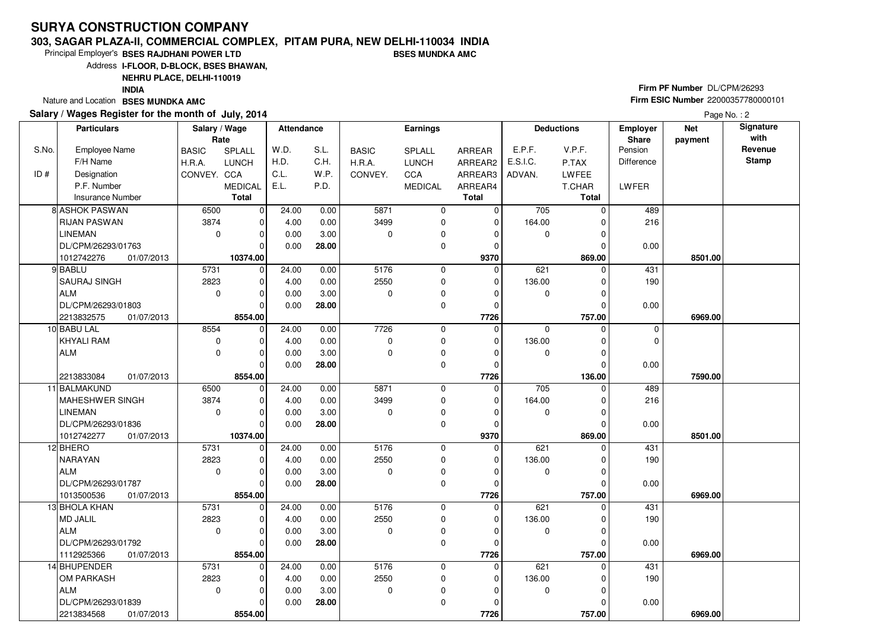# SURYA CONSTRUCTION COMPANY

**303, SAGAR PLAZA-II, COMMERCIAL COMPLEX, PITAM PURA, NEW DELHI-110034 INDIA**

Principal Employer's **BSES RAJDHANI POWER LTD** **BSES MUNDKA AMC**

Address **I-FLOOR, D-BLOCK, BSES BHAWAN, NEHRU PLACE, DELHI-110019 INDIA**

Nature and Location **BSES MUNDKA AMC**

**Firm PF Number** DL/CPM/26293

**Firm ESIC Number** 22000357780000101

**Salary / Wages Register for the month of July, 2014**

Page No. : 2

| S.No. / ID # | Particulars: Employee Name / F/H Name / Designation / P.F. Number / Insurance Number | Salary / Wage Rate: BASIC / H.R.A. / CONVEY. | SPLALL / LUNCH / CCA / MEDICAL / Total | Attendance: W.D. / H.D. / C.L. / E.L. | S.L. / C.H. / W.P. / P.D. | Earnings: BASIC / H.R.A. / CONVEY. | SPLALL / LUNCH / CCA / MEDICAL | ARREAR / ARREAR2 / ARREAR3 / ARREAR4 / Total | Deductions: E.P.F. / E.S.I.C. / ADVAN. | V.P.F. / P.TAX / LWFEE / T.CHAR / Total | Employer Share: Pension / Difference / LWFER | Net payment | Signature with Revenue Stamp |
|---|---|---|---|---|---|---|---|---|---|---|---|---|---|
| 8 | ASHOK PASWAN | 6500 | 0 | 24.00 | 0.00 | 5871 | 0 | 0 | 705 | 0 | 489 | | |
| | RIJAN PASWAN | 3874 | 0 | 4.00 | 0.00 | 3499 | 0 | 0 | 164.00 | 0 | 216 | | |
| | LINEMAN | 0 | 0 | 0.00 | 3.00 | 0 | 0 | 0 | 0 | 0 | | | |
| | DL/CPM/26293/01763 | | 0 | 0.00 | 28.00 | | 0 | 0 | | 0 | 0.00 | | |
| | 1012742276 01/07/2013 | | 10374.00 | | | | | 9370 | | 869.00 | | 8501.00 | |
| 9 | BABLU | 5731 | 0 | 24.00 | 0.00 | 5176 | 0 | 0 | 621 | 0 | 431 | | |
| | SAURAJ SINGH | 2823 | 0 | 4.00 | 0.00 | 2550 | 0 | 0 | 136.00 | 0 | 190 | | |
| | ALM | 0 | 0 | 0.00 | 3.00 | 0 | 0 | 0 | 0 | 0 | | | |
| | DL/CPM/26293/01803 | | 0 | 0.00 | 28.00 | | 0 | 0 | | 0 | 0.00 | | |
| | 2213832575 01/07/2013 | | 8554.00 | | | | | 7726 | | 757.00 | | 6969.00 | |
| 10 | BABU LAL | 8554 | 0 | 24.00 | 0.00 | 7726 | 0 | 0 | 0 | 0 | 0 | | |
| | KHYALI RAM | 0 | 0 | 4.00 | 0.00 | 0 | 0 | 0 | 136.00 | 0 | 0 | | |
| | ALM | 0 | 0 | 0.00 | 3.00 | 0 | 0 | 0 | 0 | 0 | | | |
| | | | 0 | 0.00 | 28.00 | | 0 | 0 | | 0 | 0.00 | | |
| | 2213833084 01/07/2013 | | 8554.00 | | | | | 7726 | | 136.00 | | 7590.00 | |
| 11 | BALMAKUND | 6500 | 0 | 24.00 | 0.00 | 5871 | 0 | 0 | 705 | 0 | 489 | | |
| | MAHESHWER SINGH | 3874 | 0 | 4.00 | 0.00 | 3499 | 0 | 0 | 164.00 | 0 | 216 | | |
| | LINEMAN | 0 | 0 | 0.00 | 3.00 | 0 | 0 | 0 | 0 | 0 | | | |
| | DL/CPM/26293/01836 | | 0 | 0.00 | 28.00 | | 0 | 0 | | 0 | 0.00 | | |
| | 1012742277 01/07/2013 | | 10374.00 | | | | | 9370 | | 869.00 | | 8501.00 | |
| 12 | BHERO | 5731 | 0 | 24.00 | 0.00 | 5176 | 0 | 0 | 621 | 0 | 431 | | |
| | NARAYAN | 2823 | 0 | 4.00 | 0.00 | 2550 | 0 | 0 | 136.00 | 0 | 190 | | |
| | ALM | 0 | 0 | 0.00 | 3.00 | 0 | 0 | 0 | 0 | 0 | | | |
| | DL/CPM/26293/01787 | | 0 | 0.00 | 28.00 | | 0 | 0 | | 0 | 0.00 | | |
| | 1013500536 01/07/2013 | | 8554.00 | | | | | 7726 | | 757.00 | | 6969.00 | |
| 13 | BHOLA KHAN | 5731 | 0 | 24.00 | 0.00 | 5176 | 0 | 0 | 621 | 0 | 431 | | |
| | MD JALIL | 2823 | 0 | 4.00 | 0.00 | 2550 | 0 | 0 | 136.00 | 0 | 190 | | |
| | ALM | 0 | 0 | 0.00 | 3.00 | 0 | 0 | 0 | 0 | 0 | | | |
| | DL/CPM/26293/01792 | | 0 | 0.00 | 28.00 | | 0 | 0 | | 0 | 0.00 | | |
| | 1112925366 01/07/2013 | | 8554.00 | | | | | 7726 | | 757.00 | | 6969.00 | |
| 14 | BHUPENDER | 5731 | 0 | 24.00 | 0.00 | 5176 | 0 | 0 | 621 | 0 | 431 | | |
| | OM PARKASH | 2823 | 0 | 4.00 | 0.00 | 2550 | 0 | 0 | 136.00 | 0 | 190 | | |
| | ALM | 0 | 0 | 0.00 | 3.00 | 0 | 0 | 0 | 0 | 0 | | | |
| | DL/CPM/26293/01839 | | 0 | 0.00 | 28.00 | | 0 | 0 | | 0 | 0.00 | | |
| | 2213834568 01/07/2013 | | 8554.00 | | | | | 7726 | | 757.00 | | 6969.00 | |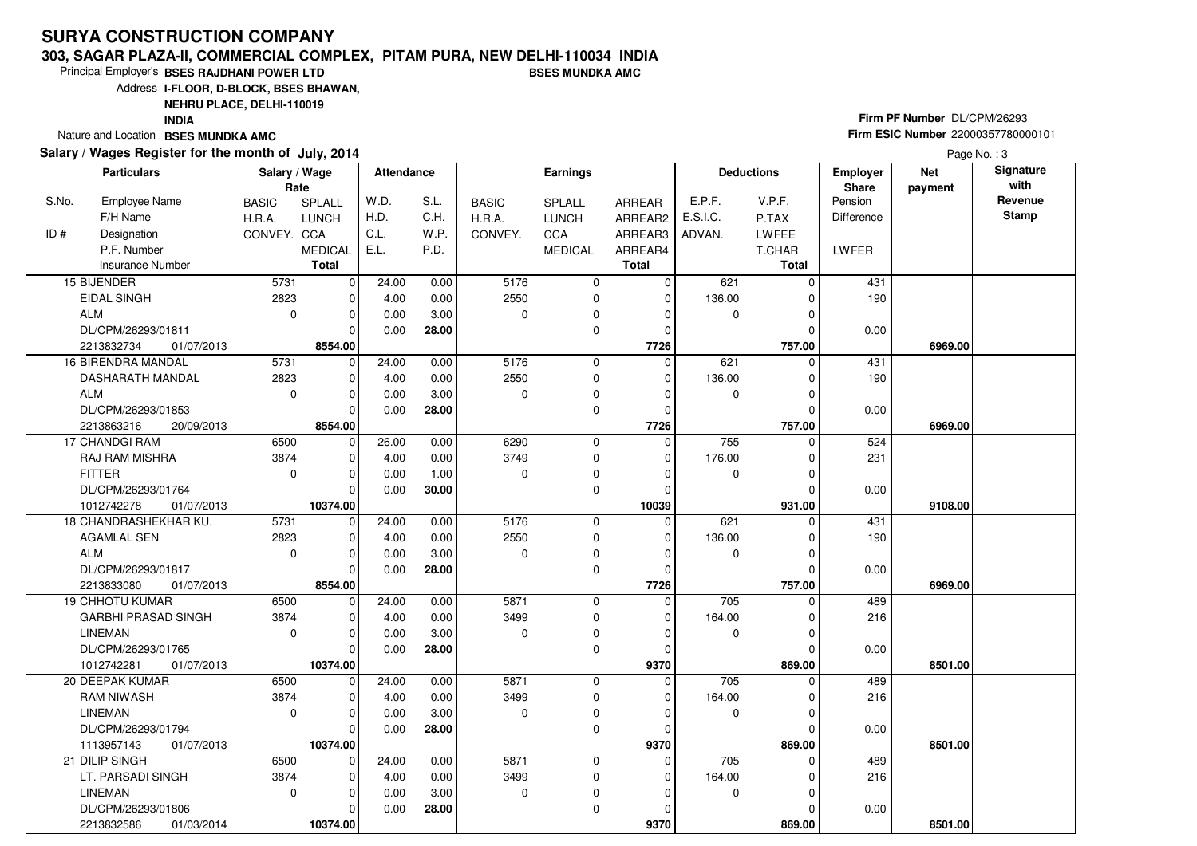# SURYA CONSTRUCTION COMPANY

**303, SAGAR PLAZA-II, COMMERCIAL COMPLEX, PITAM PURA, NEW DELHI-110034 INDIA**

Principal Employer's **BSES RAJDHANI POWER LTD** **BSES MUNDKA AMC**

Address **I-FLOOR, D-BLOCK, BSES BHAWAN, NEHRU PLACE, DELHI-110019 INDIA**

Nature and Location **BSES MUNDKA AMC**

**Firm PF Number** DL/CPM/26293

**Firm ESIC Number** 22000357780000101

**Salary / Wages Register for the month of July, 2014**

| S.No. / ID # | Employee Name / F/H Name / Designation / P.F. Number / Insurance Number | BASIC / H.R.A. / CONVEY. (Rate) | SPLALL / LUNCH / CCA / MEDICAL / Total (Rate) | W.D. / H.D. / C.L. / E.L. | S.L. / C.H. / W.P. / P.D. | BASIC / H.R.A. / CONVEY. (Earnings) | SPLALL / LUNCH / CCA / MEDICAL | ARREAR / ARREAR2 / ARREAR3 / ARREAR4 / Total | E.P.F. / E.S.I.C. / ADVAN. | V.P.F. / P.TAX / LWFEE / T.CHAR / Total | Employer Share Pension / Difference / LWFER | Net payment | Signature with Revenue Stamp |
|---|---|---|---|---|---|---|---|---|---|---|---|---|---|
| 15 | BIJENDER / EIDAL SINGH / ALM / DL/CPM/26293/01811 / 2213832734 01/07/2013 | 5731 / 2823 / 0 | 0 / 0 / 0 / 0 / **8554.00** | 24.00 / 4.00 / 0.00 / 0.00 | 0.00 / 0.00 / 3.00 / **28.00** | 5176 / 2550 / 0 | 0 / 0 / 0 / 0 | 0 / 0 / 0 / 0 / **7726** | 621 / 136.00 / 0 | 0 / 0 / 0 / 0 / **757.00** | 431 / 190 / 0.00 | **6969.00** | |
| 16 | BIRENDRA MANDAL / DASHARATH MANDAL / ALM / DL/CPM/26293/01853 / 2213863216 20/09/2013 | 5731 / 2823 / 0 | 0 / 0 / 0 / 0 / **8554.00** | 24.00 / 4.00 / 0.00 / 0.00 | 0.00 / 0.00 / 3.00 / **28.00** | 5176 / 2550 / 0 | 0 / 0 / 0 / 0 | 0 / 0 / 0 / 0 / **7726** | 621 / 136.00 / 0 | 0 / 0 / 0 / 0 / **757.00** | 431 / 190 / 0.00 | **6969.00** | |
| 17 | CHANDGI RAM / RAJ RAM MISHRA / FITTER / DL/CPM/26293/01764 / 1012742278 01/07/2013 | 6500 / 3874 / 0 | 0 / 0 / 0 / 0 / **10374.00** | 26.00 / 4.00 / 0.00 / 0.00 | 0.00 / 0.00 / 1.00 / **30.00** | 6290 / 3749 / 0 | 0 / 0 / 0 / 0 | 0 / 0 / 0 / 0 / **10039** | 755 / 176.00 / 0 | 0 / 0 / 0 / 0 / **931.00** | 524 / 231 / 0.00 | **9108.00** | |
| 18 | CHANDRASHEKHAR KU. / AGAMLAL SEN / ALM / DL/CPM/26293/01817 / 2213833080 01/07/2013 | 5731 / 2823 / 0 | 0 / 0 / 0 / 0 / **8554.00** | 24.00 / 4.00 / 0.00 / 0.00 | 0.00 / 0.00 / 3.00 / **28.00** | 5176 / 2550 / 0 | 0 / 0 / 0 / 0 | 0 / 0 / 0 / 0 / **7726** | 621 / 136.00 / 0 | 0 / 0 / 0 / 0 / **757.00** | 431 / 190 / 0.00 | **6969.00** | |
| 19 | CHHOTU KUMAR / GARBHI PRASAD SINGH / LINEMAN / DL/CPM/26293/01765 / 1012742281 01/07/2013 | 6500 / 3874 / 0 | 0 / 0 / 0 / 0 / **10374.00** | 24.00 / 4.00 / 0.00 / 0.00 | 0.00 / 0.00 / 3.00 / **28.00** | 5871 / 3499 / 0 | 0 / 0 / 0 / 0 | 0 / 0 / 0 / 0 / **9370** | 705 / 164.00 / 0 | 0 / 0 / 0 / 0 / **869.00** | 489 / 216 / 0.00 | **8501.00** | |
| 20 | DEEPAK KUMAR / RAM NIWASH / LINEMAN / DL/CPM/26293/01794 / 1113957143 01/07/2013 | 6500 / 3874 / 0 | 0 / 0 / 0 / 0 / **10374.00** | 24.00 / 4.00 / 0.00 / 0.00 | 0.00 / 0.00 / 3.00 / **28.00** | 5871 / 3499 / 0 | 0 / 0 / 0 / 0 | 0 / 0 / 0 / 0 / **9370** | 705 / 164.00 / 0 | 0 / 0 / 0 / 0 / **869.00** | 489 / 216 / 0.00 | **8501.00** | |
| 21 | DILIP SINGH / LT. PARSADI SINGH / LINEMAN / DL/CPM/26293/01806 / 2213832586 01/03/2014 | 6500 / 3874 / 0 | 0 / 0 / 0 / 0 / **10374.00** | 24.00 / 4.00 / 0.00 / 0.00 | 0.00 / 0.00 / 3.00 / **28.00** | 5871 / 3499 / 0 | 0 / 0 / 0 / 0 | 0 / 0 / 0 / 0 / **9370** | 705 / 164.00 / 0 | 0 / 0 / 0 / 0 / **869.00** | 489 / 216 / 0.00 | **8501.00** | |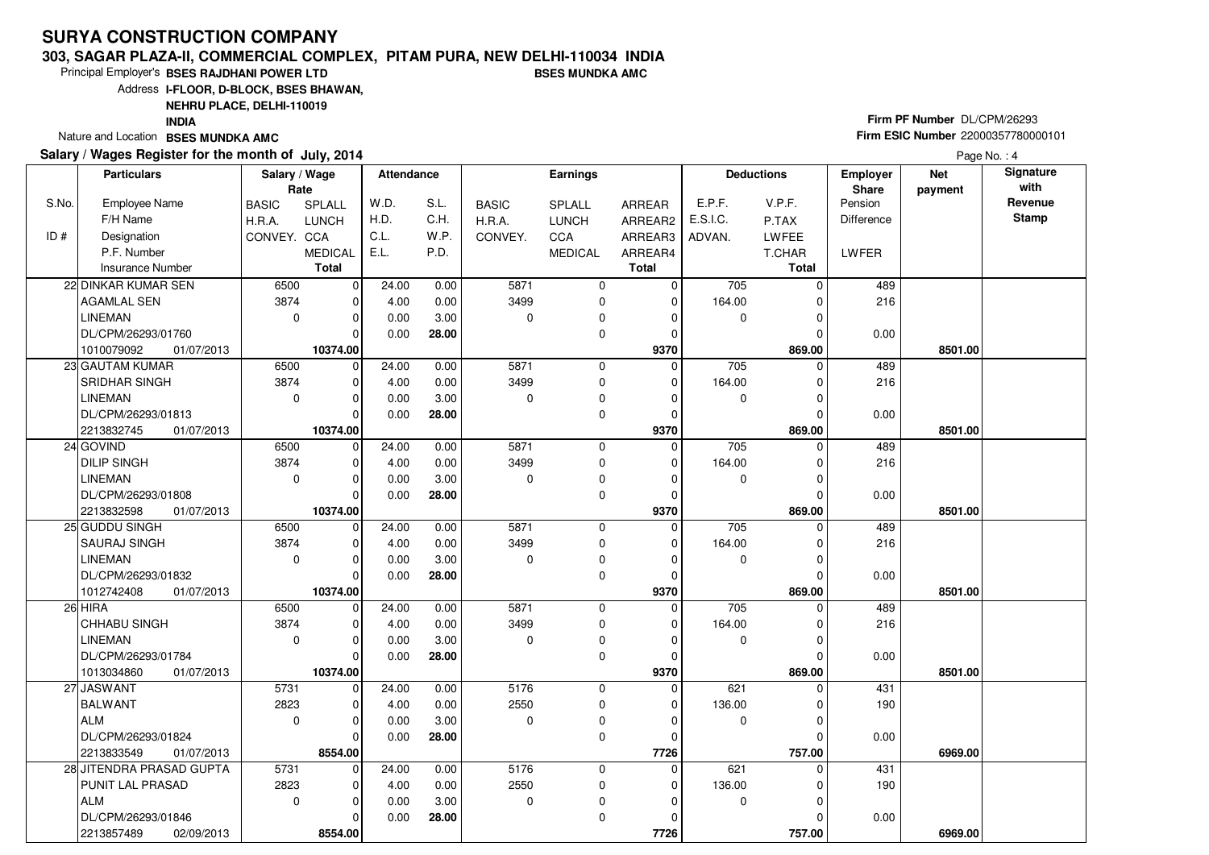# SURYA CONSTRUCTION COMPANY

**303, SAGAR PLAZA-II, COMMERCIAL COMPLEX, PITAM PURA, NEW DELHI-110034 INDIA**

Principal Employer's **BSES RAJDHANI POWER LTD** **BSES MUNDKA AMC**

Address **I-FLOOR, D-BLOCK, BSES BHAWAN, NEHRU PLACE, DELHI-110019 INDIA**

Nature and Location **BSES MUNDKA AMC**

**Firm PF Number** DL/CPM/26293

**Firm ESIC Number** 22000357780000101

**Salary / Wages Register for the month of July, 2014**

| S.No. / ID # | Particulars: Employee Name / F/H Name / Designation / P.F. Number / Insurance Number | Salary / Wage Rate: BASIC / H.R.A. / CONVEY. | SPLALL / LUNCH / CCA / MEDICAL / Total | Attendance: W.D. / H.D. / C.L. / E.L. | S.L. / C.H. / W.P. / P.D. | Earnings: BASIC / H.R.A. / CONVEY. | SPLALL / LUNCH / CCA / MEDICAL | ARREAR / ARREAR2 / ARREAR3 / ARREAR4 / Total | Deductions: E.P.F. / E.S.I.C. / ADVAN. | V.P.F. / P.TAX / LWFEE / T.CHAR / Total | Employer Share: Pension / Difference / LWFER | Net payment | Signature with Revenue Stamp |
|---|---|---|---|---|---|---|---|---|---|---|---|---|---|
| 22 | DINKAR KUMAR SEN / AGAMLAL SEN / LINEMAN / DL/CPM/26293/01760 / 1010079092 01/07/2013 | 6500 / 3874 / 0 | 0 / 0 / 0 / 0 / **10374.00** | 24.00 / 4.00 / 0.00 / 0.00 | 0.00 / 0.00 / 3.00 / **28.00** | 5871 / 3499 / 0 | 0 / 0 / 0 / 0 | 0 / 0 / 0 / 0 / **9370** | 705 / 164.00 / 0 | 0 / 0 / 0 / 0 / **869.00** | 489 / 216 / 0.00 | **8501.00** | |
| 23 | GAUTAM KUMAR / SRIDHAR SINGH / LINEMAN / DL/CPM/26293/01813 / 2213832745 01/07/2013 | 6500 / 3874 / 0 | 0 / 0 / 0 / 0 / **10374.00** | 24.00 / 4.00 / 0.00 / 0.00 | 0.00 / 0.00 / 3.00 / **28.00** | 5871 / 3499 / 0 | 0 / 0 / 0 / 0 | 0 / 0 / 0 / 0 / **9370** | 705 / 164.00 / 0 | 0 / 0 / 0 / 0 / **869.00** | 489 / 216 / 0.00 | **8501.00** | |
| 24 | GOVIND / DILIP SINGH / LINEMAN / DL/CPM/26293/01808 / 2213832598 01/07/2013 | 6500 / 3874 / 0 | 0 / 0 / 0 / 0 / **10374.00** | 24.00 / 4.00 / 0.00 / 0.00 | 0.00 / 0.00 / 3.00 / **28.00** | 5871 / 3499 / 0 | 0 / 0 / 0 / 0 | 0 / 0 / 0 / 0 / **9370** | 705 / 164.00 / 0 | 0 / 0 / 0 / 0 / **869.00** | 489 / 216 / 0.00 | **8501.00** | |
| 25 | GUDDU SINGH / SAURAJ SINGH / LINEMAN / DL/CPM/26293/01832 / 1012742408 01/07/2013 | 6500 / 3874 / 0 | 0 / 0 / 0 / 0 / **10374.00** | 24.00 / 4.00 / 0.00 / 0.00 | 0.00 / 0.00 / 3.00 / **28.00** | 5871 / 3499 / 0 | 0 / 0 / 0 / 0 | 0 / 0 / 0 / 0 / **9370** | 705 / 164.00 / 0 | 0 / 0 / 0 / 0 / **869.00** | 489 / 216 / 0.00 | **8501.00** | |
| 26 | HIRA / CHHABU SINGH / LINEMAN / DL/CPM/26293/01784 / 1013034860 01/07/2013 | 6500 / 3874 / 0 | 0 / 0 / 0 / 0 / **10374.00** | 24.00 / 4.00 / 0.00 / 0.00 | 0.00 / 0.00 / 3.00 / **28.00** | 5871 / 3499 / 0 | 0 / 0 / 0 / 0 | 0 / 0 / 0 / 0 / **9370** | 705 / 164.00 / 0 | 0 / 0 / 0 / 0 / **869.00** | 489 / 216 / 0.00 | **8501.00** | |
| 27 | JASWANT / BALWANT / ALM / DL/CPM/26293/01824 / 2213833549 01/07/2013 | 5731 / 2823 / 0 | 0 / 0 / 0 / 0 / **8554.00** | 24.00 / 4.00 / 0.00 / 0.00 | 0.00 / 0.00 / 3.00 / **28.00** | 5176 / 2550 / 0 | 0 / 0 / 0 / 0 | 0 / 0 / 0 / 0 / **7726** | 621 / 136.00 / 0 | 0 / 0 / 0 / 0 / **757.00** | 431 / 190 / 0.00 | **6969.00** | |
| 28 | JITENDRA PRASAD GUPTA / PUNIT LAL PRASAD / ALM / DL/CPM/26293/01846 / 2213857489 02/09/2013 | 5731 / 2823 / 0 | 0 / 0 / 0 / 0 / **8554.00** | 24.00 / 4.00 / 0.00 / 0.00 | 0.00 / 0.00 / 3.00 / **28.00** | 5176 / 2550 / 0 | 0 / 0 / 0 / 0 | 0 / 0 / 0 / 0 / **7726** | 621 / 136.00 / 0 | 0 / 0 / 0 / 0 / **757.00** | 431 / 190 / 0.00 | **6969.00** | |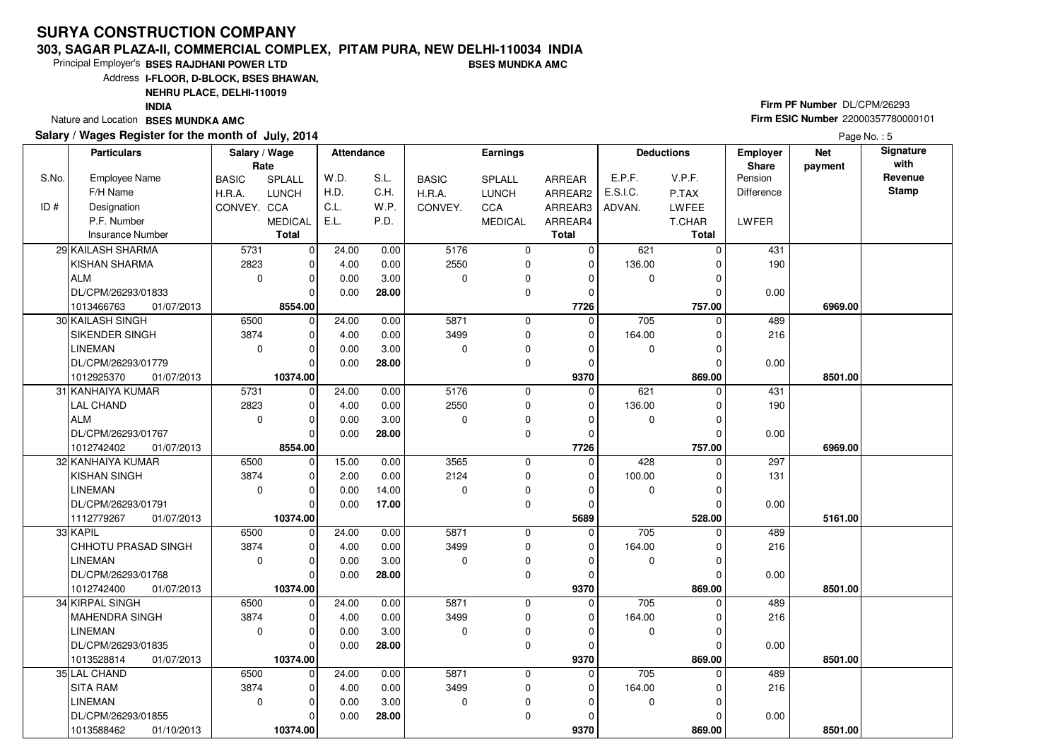# SURYA CONSTRUCTION COMPANY

**303, SAGAR PLAZA-II, COMMERCIAL COMPLEX, PITAM PURA, NEW DELHI-110034 INDIA**

Principal Employer's **BSES RAJDHANI POWER LTD** **BSES MUNDKA AMC**

Address **I-FLOOR, D-BLOCK, BSES BHAWAN, NEHRU PLACE, DELHI-110019 INDIA**

Nature and Location **BSES MUNDKA AMC**

**Firm PF Number** DL/CPM/26293

**Firm ESIC Number** 22000357780000101

**Salary / Wages Register for the month of July, 2014**

| S.No. / ID # | Employee Name / F/H Name / Designation / P.F. Number / Insurance Number | Salary / Wage Rate: BASIC / H.R.A. / CONVEY. | SPLALL / LUNCH / CCA / MEDICAL / Total | Attendance: W.D. / H.D. / C.L. / E.L. | S.L. / C.H. / W.P. / P.D. | Earnings: BASIC / H.R.A. / CONVEY. | SPLALL / LUNCH / CCA / MEDICAL | ARREAR / ARREAR2 / ARREAR3 / ARREAR4 / Total | Deductions: E.P.F. / E.S.I.C. / ADVAN. | V.P.F. / P.TAX / LWFEE / T.CHAR / Total | Employer Share: Pension / Difference / LWFER | Net payment | Signature with Revenue Stamp |
|---|---|---|---|---|---|---|---|---|---|---|---|---|---|
| 29 | KAILASH SHARMA / KISHAN SHARMA / ALM / DL/CPM/26293/01833 / 1013466763 01/07/2013 | 5731 / 2823 / 0 | 0 / 0 / 0 / 0 / **8554.00** | 24.00 / 4.00 / 0.00 / 0.00 | 0.00 / 0.00 / 3.00 / **28.00** | 5176 / 2550 / 0 | 0 / 0 / 0 / 0 | 0 / 0 / 0 / 0 / **7726** | 621 / 136.00 / 0 | 0 / 0 / 0 / 0 / **757.00** | 431 / 190 / 0.00 | **6969.00** | |
| 30 | KAILASH SINGH / SIKENDER SINGH / LINEMAN / DL/CPM/26293/01779 / 1012925370 01/07/2013 | 6500 / 3874 / 0 | 0 / 0 / 0 / 0 / **10374.00** | 24.00 / 4.00 / 0.00 / 0.00 | 0.00 / 0.00 / 3.00 / **28.00** | 5871 / 3499 / 0 | 0 / 0 / 0 / 0 | 0 / 0 / 0 / 0 / **9370** | 705 / 164.00 / 0 | 0 / 0 / 0 / 0 / **869.00** | 489 / 216 / 0.00 | **8501.00** | |
| 31 | KANHAIYA KUMAR / LAL CHAND / ALM / DL/CPM/26293/01767 / 1012742402 01/07/2013 | 5731 / 2823 / 0 | 0 / 0 / 0 / 0 / **8554.00** | 24.00 / 4.00 / 0.00 / 0.00 | 0.00 / 0.00 / 3.00 / **28.00** | 5176 / 2550 / 0 | 0 / 0 / 0 / 0 | 0 / 0 / 0 / 0 / **7726** | 621 / 136.00 / 0 | 0 / 0 / 0 / 0 / **757.00** | 431 / 190 / 0.00 | **6969.00** | |
| 32 | KANHAIYA KUMAR / KISHAN SINGH / LINEMAN / DL/CPM/26293/01791 / 1112779267 01/07/2013 | 6500 / 3874 / 0 | 0 / 0 / 0 / 0 / **10374.00** | 15.00 / 2.00 / 0.00 / 0.00 | 0.00 / 0.00 / 14.00 / **17.00** | 3565 / 2124 / 0 | 0 / 0 / 0 / 0 | 0 / 0 / 0 / 0 / **5689** | 428 / 100.00 / 0 | 0 / 0 / 0 / 0 / **528.00** | 297 / 131 / 0.00 | **5161.00** | |
| 33 | KAPIL / CHHOTU PRASAD SINGH / LINEMAN / DL/CPM/26293/01768 / 1012742400 01/07/2013 | 6500 / 3874 / 0 | 0 / 0 / 0 / 0 / **10374.00** | 24.00 / 4.00 / 0.00 / 0.00 | 0.00 / 0.00 / 3.00 / **28.00** | 5871 / 3499 / 0 | 0 / 0 / 0 / 0 | 0 / 0 / 0 / 0 / **9370** | 705 / 164.00 / 0 | 0 / 0 / 0 / 0 / **869.00** | 489 / 216 / 0.00 | **8501.00** | |
| 34 | KIRPAL SINGH / MAHENDRA SINGH / LINEMAN / DL/CPM/26293/01835 / 1013528814 01/07/2013 | 6500 / 3874 / 0 | 0 / 0 / 0 / 0 / **10374.00** | 24.00 / 4.00 / 0.00 / 0.00 | 0.00 / 0.00 / 3.00 / **28.00** | 5871 / 3499 / 0 | 0 / 0 / 0 / 0 | 0 / 0 / 0 / 0 / **9370** | 705 / 164.00 / 0 | 0 / 0 / 0 / 0 / **869.00** | 489 / 216 / 0.00 | **8501.00** | |
| 35 | LAL CHAND / SITA RAM / LINEMAN / DL/CPM/26293/01855 / 1013588462 01/10/2013 | 6500 / 3874 / 0 | 0 / 0 / 0 / 0 / **10374.00** | 24.00 / 4.00 / 0.00 / 0.00 | 0.00 / 0.00 / 3.00 / **28.00** | 5871 / 3499 / 0 | 0 / 0 / 0 / 0 | 0 / 0 / 0 / 0 / **9370** | 705 / 164.00 / 0 | 0 / 0 / 0 / 0 / **869.00** | 489 / 216 / 0.00 | **8501.00** | |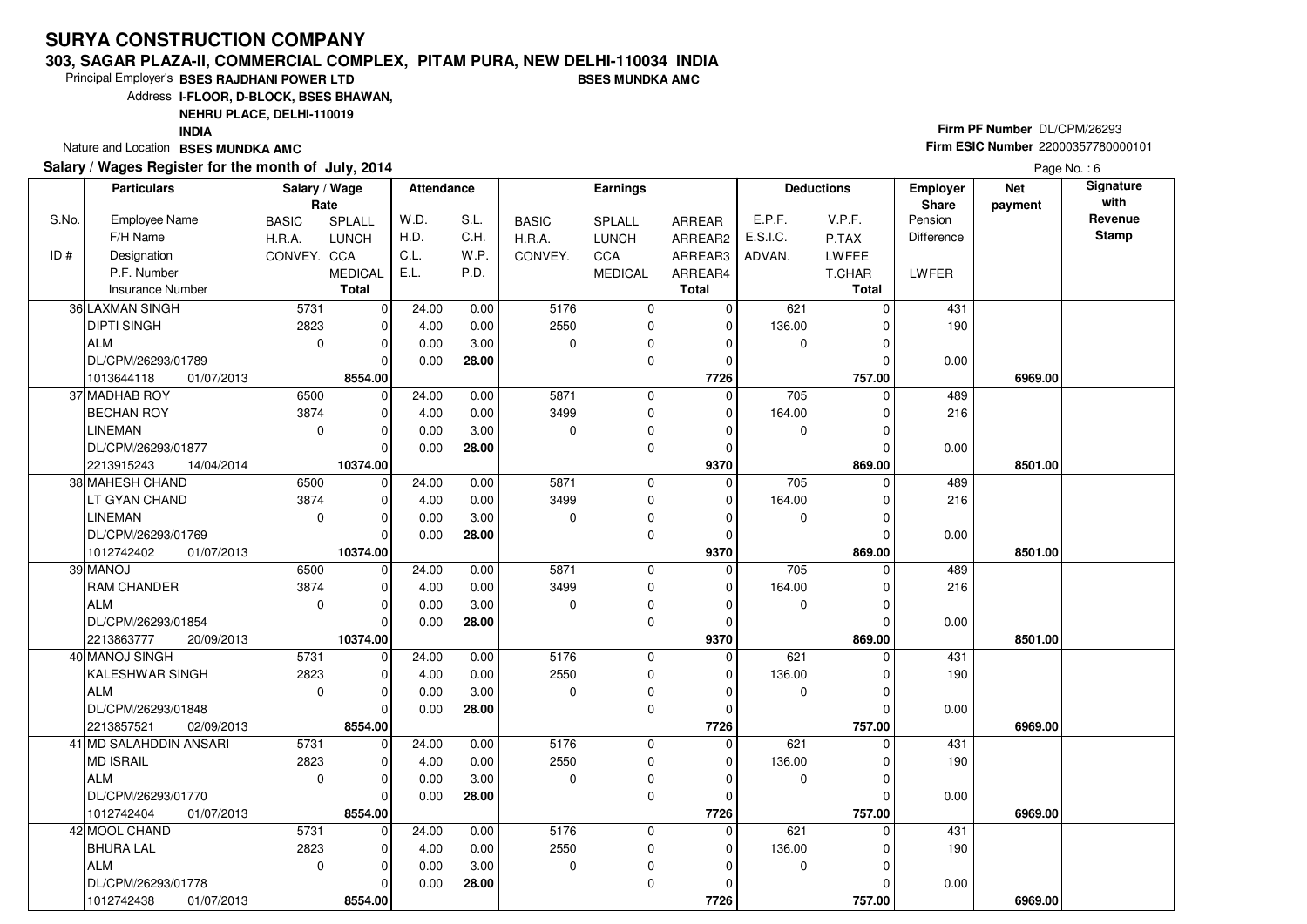# SURYA CONSTRUCTION COMPANY

**303, SAGAR PLAZA-II, COMMERCIAL COMPLEX, PITAM PURA, NEW DELHI-110034 INDIA**

Principal Employer's **BSES RAJDHANI POWER LTD** **BSES MUNDKA AMC**

Address **I-FLOOR, D-BLOCK, BSES BHAWAN, NEHRU PLACE, DELHI-110019 INDIA**

Nature and Location **BSES MUNDKA AMC**

**Firm PF Number** DL/CPM/26293

**Firm ESIC Number** 22000357780000101

**Salary / Wages Register for the month of July, 2014**

| S.No. / ID # | Particulars: Employee Name / F/H Name / Designation / P.F. Number / Insurance Number | Salary / Wage Rate: BASIC / H.R.A. / CONVEY. | Salary / Wage Rate: SPLALL / LUNCH / CCA / MEDICAL / Total | Attendance: W.D. / H.D. / C.L. / E.L. | Attendance: S.L. / C.H. / W.P. / P.D. | Earnings: BASIC / H.R.A. / CONVEY. | Earnings: SPLALL / LUNCH / CCA / MEDICAL | Earnings: ARREAR / ARREAR2 / ARREAR3 / ARREAR4 / Total | Deductions: E.P.F. / E.S.I.C. / ADVAN. | Deductions: V.P.F. / P.TAX / LWFEE / T.CHAR / Total | Employer Share: Pension / Difference / LWFER | Net payment | Signature with Revenue Stamp |
|---|---|---|---|---|---|---|---|---|---|---|---|---|---|
| 36 | LAXMAN SINGH / DIPTI SINGH / ALM / DL/CPM/26293/01789 / 1013644118 01/07/2013 | 5731 / 2823 / 0 | 0 / 0 / 0 / 0 / **8554.00** | 24.00 / 4.00 / 0.00 / 0.00 | 0.00 / 0.00 / 3.00 / **28.00** | 5176 / 2550 / 0 | 0 / 0 / 0 / 0 | 0 / 0 / 0 / 0 / **7726** | 621 / 136.00 / 0 | 0 / 0 / 0 / 0 / **757.00** | 431 / 190 / 0.00 | **6969.00** | |
| 37 | MADHAB ROY / BECHAN ROY / LINEMAN / DL/CPM/26293/01877 / 2213915243 14/04/2014 | 6500 / 3874 / 0 | 0 / 0 / 0 / 0 / **10374.00** | 24.00 / 4.00 / 0.00 / 0.00 | 0.00 / 0.00 / 3.00 / **28.00** | 5871 / 3499 / 0 | 0 / 0 / 0 / 0 | 0 / 0 / 0 / 0 / **9370** | 705 / 164.00 / 0 | 0 / 0 / 0 / 0 / **869.00** | 489 / 216 / 0.00 | **8501.00** | |
| 38 | MAHESH CHAND / LT GYAN CHAND / LINEMAN / DL/CPM/26293/01769 / 1012742402 01/07/2013 | 6500 / 3874 / 0 | 0 / 0 / 0 / 0 / **10374.00** | 24.00 / 4.00 / 0.00 / 0.00 | 0.00 / 0.00 / 3.00 / **28.00** | 5871 / 3499 / 0 | 0 / 0 / 0 / 0 | 0 / 0 / 0 / 0 / **9370** | 705 / 164.00 / 0 | 0 / 0 / 0 / 0 / **869.00** | 489 / 216 / 0.00 | **8501.00** | |
| 39 | MANOJ / RAM CHANDER / ALM / DL/CPM/26293/01854 / 2213863777 20/09/2013 | 6500 / 3874 / 0 | 0 / 0 / 0 / 0 / **10374.00** | 24.00 / 4.00 / 0.00 / 0.00 | 0.00 / 0.00 / 3.00 / **28.00** | 5871 / 3499 / 0 | 0 / 0 / 0 / 0 | 0 / 0 / 0 / 0 / **9370** | 705 / 164.00 / 0 | 0 / 0 / 0 / 0 / **869.00** | 489 / 216 / 0.00 | **8501.00** | |
| 40 | MANOJ SINGH / KALESHWAR SINGH / ALM / DL/CPM/26293/01848 / 2213857521 02/09/2013 | 5731 / 2823 / 0 | 0 / 0 / 0 / 0 / **8554.00** | 24.00 / 4.00 / 0.00 / 0.00 | 0.00 / 0.00 / 3.00 / **28.00** | 5176 / 2550 / 0 | 0 / 0 / 0 / 0 | 0 / 0 / 0 / 0 / **7726** | 621 / 136.00 / 0 | 0 / 0 / 0 / 0 / **757.00** | 431 / 190 / 0.00 | **6969.00** | |
| 41 | MD SALAHDDIN ANSARI / MD ISRAIL / ALM / DL/CPM/26293/01770 / 1012742404 01/07/2013 | 5731 / 2823 / 0 | 0 / 0 / 0 / 0 / **8554.00** | 24.00 / 4.00 / 0.00 / 0.00 | 0.00 / 0.00 / 3.00 / **28.00** | 5176 / 2550 / 0 | 0 / 0 / 0 / 0 | 0 / 0 / 0 / 0 / **7726** | 621 / 136.00 / 0 | 0 / 0 / 0 / 0 / **757.00** | 431 / 190 / 0.00 | **6969.00** | |
| 42 | MOOL CHAND / BHURA LAL / ALM / DL/CPM/26293/01778 / 1012742438 01/07/2013 | 5731 / 2823 / 0 | 0 / 0 / 0 / 0 / **8554.00** | 24.00 / 4.00 / 0.00 / 0.00 | 0.00 / 0.00 / 3.00 / **28.00** | 5176 / 2550 / 0 | 0 / 0 / 0 / 0 | 0 / 0 / 0 / 0 / **7726** | 621 / 136.00 / 0 | 0 / 0 / 0 / 0 / **757.00** | 431 / 190 / 0.00 | **6969.00** | |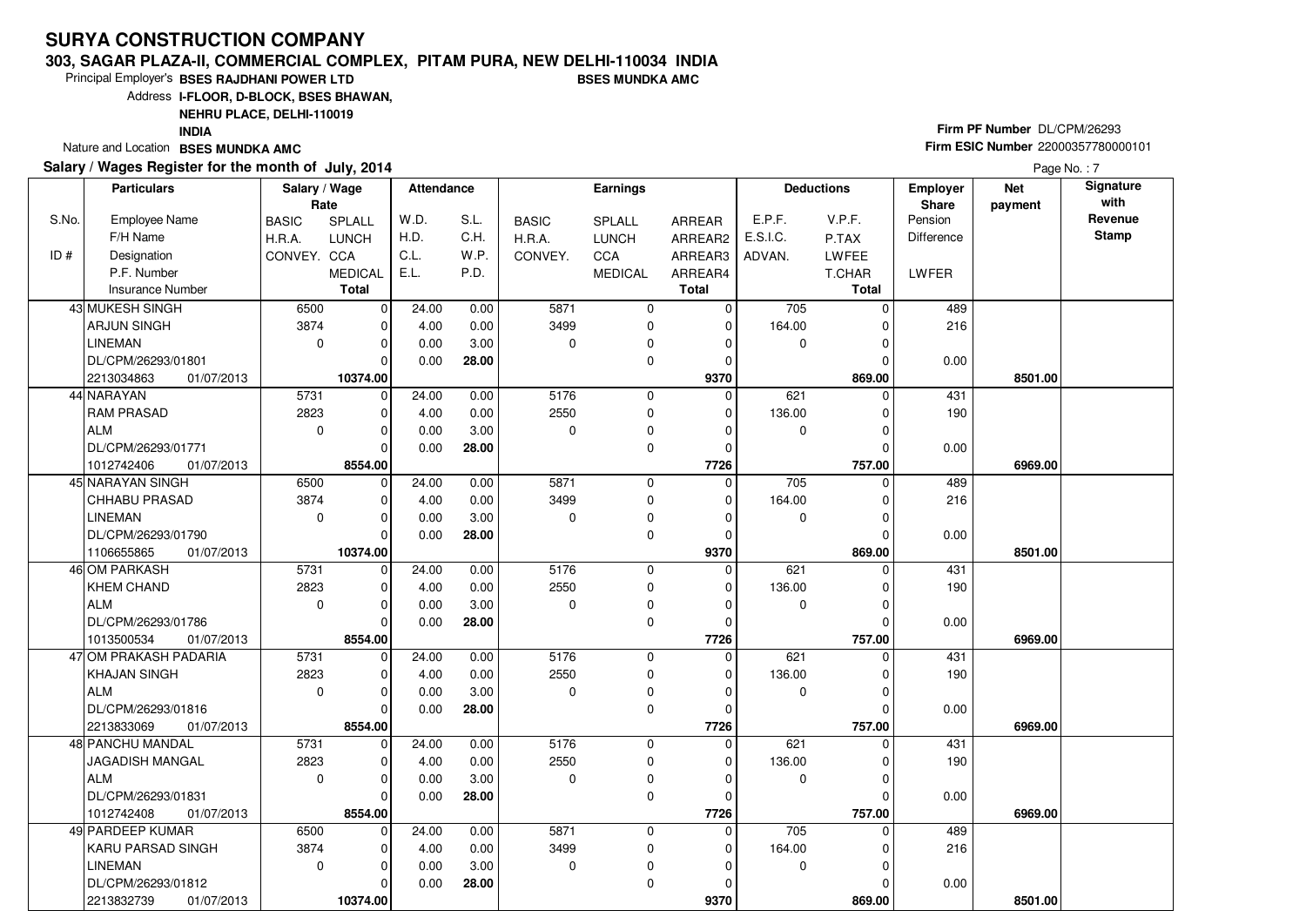# SURYA CONSTRUCTION COMPANY

**303, SAGAR PLAZA-II, COMMERCIAL COMPLEX, PITAM PURA, NEW DELHI-110034 INDIA**

Principal Employer's **BSES RAJDHANI POWER LTD** **BSES MUNDKA AMC**

Address **I-FLOOR, D-BLOCK, BSES BHAWAN, NEHRU PLACE, DELHI-110019 INDIA**

Nature and Location **BSES MUNDKA AMC**

**Firm PF Number** DL/CPM/26293

**Firm ESIC Number** 22000357780000101

**Salary / Wages Register for the month of July, 2014**

| S.No. / ID # | Particulars: Employee Name / F/H Name / Designation / P.F. Number / Insurance Number | Salary / Wage Rate: BASIC / H.R.A. / CONVEY. | SPLALL / LUNCH / CCA / MEDICAL / Total | Attendance: W.D. / H.D. / C.L. / E.L. | S.L. / C.H. / W.P. / P.D. | Earnings: BASIC / H.R.A. / CONVEY. | SPLALL / LUNCH / CCA / MEDICAL | ARREAR / ARREAR2 / ARREAR3 / ARREAR4 / Total | Deductions: E.P.F. / E.S.I.C. / ADVAN. | V.P.F. / P.TAX / LWFEE / T.CHAR / Total | Employer Share: Pension / Difference / LWFER | Net payment | Signature with Revenue Stamp |
|---|---|---|---|---|---|---|---|---|---|---|---|---|---|
| 43 | MUKESH SINGH | 6500 | 0 | 24.00 | 0.00 | 5871 | 0 | 0 | 705 | 0 | 489 | | |
| | ARJUN SINGH | 3874 | 0 | 4.00 | 0.00 | 3499 | 0 | 0 | 164.00 | 0 | 216 | | |
| | LINEMAN | 0 | 0 | 0.00 | 3.00 | 0 | 0 | 0 | 0 | 0 | | | |
| | DL/CPM/26293/01801 | | 0 | 0.00 | **28.00** | | 0 | 0 | | 0 | 0.00 | | |
| | 2213034863 01/07/2013 | | **10374.00** | | | | | **9370** | | **869.00** | | **8501.00** | |
| 44 | NARAYAN | 5731 | 0 | 24.00 | 0.00 | 5176 | 0 | 0 | 621 | 0 | 431 | | |
| | RAM PRASAD | 2823 | 0 | 4.00 | 0.00 | 2550 | 0 | 0 | 136.00 | 0 | 190 | | |
| | ALM | 0 | 0 | 0.00 | 3.00 | 0 | 0 | 0 | 0 | 0 | | | |
| | DL/CPM/26293/01771 | | 0 | 0.00 | **28.00** | | 0 | 0 | | 0 | 0.00 | | |
| | 1012742406 01/07/2013 | | **8554.00** | | | | | **7726** | | **757.00** | | **6969.00** | |
| 45 | NARAYAN SINGH | 6500 | 0 | 24.00 | 0.00 | 5871 | 0 | 0 | 705 | 0 | 489 | | |
| | CHHABU PRASAD | 3874 | 0 | 4.00 | 0.00 | 3499 | 0 | 0 | 164.00 | 0 | 216 | | |
| | LINEMAN | 0 | 0 | 0.00 | 3.00 | 0 | 0 | 0 | 0 | 0 | | | |
| | DL/CPM/26293/01790 | | 0 | 0.00 | **28.00** | | 0 | 0 | | 0 | 0.00 | | |
| | 1106655865 01/07/2013 | | **10374.00** | | | | | **9370** | | **869.00** | | **8501.00** | |
| 46 | OM PARKASH | 5731 | 0 | 24.00 | 0.00 | 5176 | 0 | 0 | 621 | 0 | 431 | | |
| | KHEM CHAND | 2823 | 0 | 4.00 | 0.00 | 2550 | 0 | 0 | 136.00 | 0 | 190 | | |
| | ALM | 0 | 0 | 0.00 | 3.00 | 0 | 0 | 0 | 0 | 0 | | | |
| | DL/CPM/26293/01786 | | 0 | 0.00 | **28.00** | | 0 | 0 | | 0 | 0.00 | | |
| | 1013500534 01/07/2013 | | **8554.00** | | | | | **7726** | | **757.00** | | **6969.00** | |
| 47 | OM PRAKASH PADARIA | 5731 | 0 | 24.00 | 0.00 | 5176 | 0 | 0 | 621 | 0 | 431 | | |
| | KHAJAN SINGH | 2823 | 0 | 4.00 | 0.00 | 2550 | 0 | 0 | 136.00 | 0 | 190 | | |
| | ALM | 0 | 0 | 0.00 | 3.00 | 0 | 0 | 0 | 0 | 0 | | | |
| | DL/CPM/26293/01816 | | 0 | 0.00 | **28.00** | | 0 | 0 | | 0 | 0.00 | | |
| | 2213833069 01/07/2013 | | **8554.00** | | | | | **7726** | | **757.00** | | **6969.00** | |
| 48 | PANCHU MANDAL | 5731 | 0 | 24.00 | 0.00 | 5176 | 0 | 0 | 621 | 0 | 431 | | |
| | JAGADISH MANGAL | 2823 | 0 | 4.00 | 0.00 | 2550 | 0 | 0 | 136.00 | 0 | 190 | | |
| | ALM | 0 | 0 | 0.00 | 3.00 | 0 | 0 | 0 | 0 | 0 | | | |
| | DL/CPM/26293/01831 | | 0 | 0.00 | **28.00** | | 0 | 0 | | 0 | 0.00 | | |
| | 1012742408 01/07/2013 | | **8554.00** | | | | | **7726** | | **757.00** | | **6969.00** | |
| 49 | PARDEEP KUMAR | 6500 | 0 | 24.00 | 0.00 | 5871 | 0 | 0 | 705 | 0 | 489 | | |
| | KARU PARSAD SINGH | 3874 | 0 | 4.00 | 0.00 | 3499 | 0 | 0 | 164.00 | 0 | 216 | | |
| | LINEMAN | 0 | 0 | 0.00 | 3.00 | 0 | 0 | 0 | 0 | 0 | | | |
| | DL/CPM/26293/01812 | | 0 | 0.00 | **28.00** | | 0 | 0 | | 0 | 0.00 | | |
| | 2213832739 01/07/2013 | | **10374.00** | | | | | **9370** | | **869.00** | | **8501.00** | |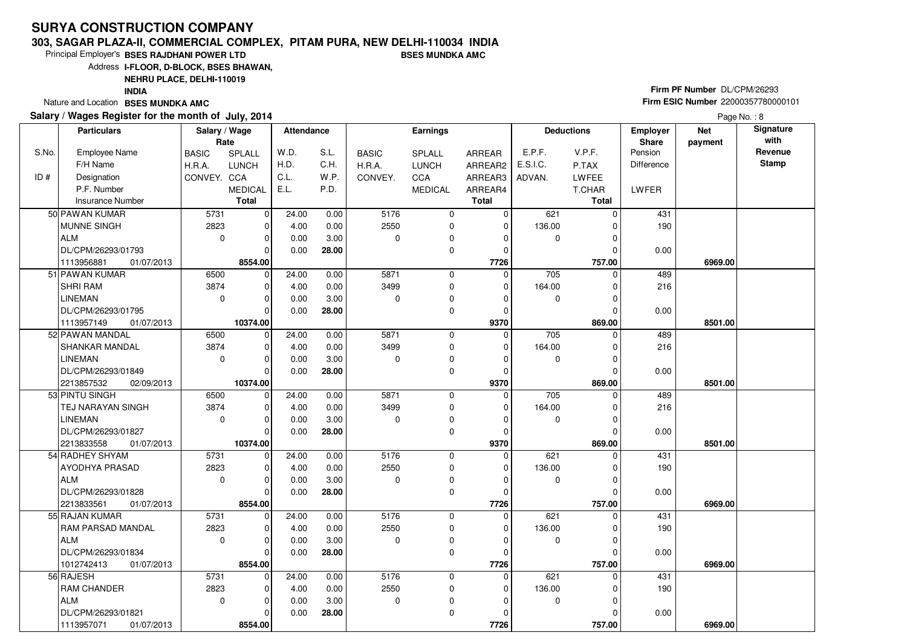# SURYA CONSTRUCTION COMPANY

**303, SAGAR PLAZA-II, COMMERCIAL COMPLEX, PITAM PURA, NEW DELHI-110034 INDIA**

Principal Employer's **BSES RAJDHANI POWER LTD** **BSES MUNDKA AMC**

Address **I-FLOOR, D-BLOCK, BSES BHAWAN, NEHRU PLACE, DELHI-110019 INDIA**

Nature and Location **BSES MUNDKA AMC**

**Firm PF Number** DL/CPM/26293

**Firm ESIC Number** 22000357780000101

**Salary / Wages Register for the month of July, 2014**

| S.No. / ID # | Particulars: Employee Name / F/H Name / Designation / P.F. Number / Insurance Number | Salary / Wage Rate: BASIC / H.R.A. / CONVEY. | SPLALL / LUNCH / CCA / MEDICAL / Total | Attendance: W.D. / H.D. / C.L. / E.L. | S.L. / C.H. / W.P. / P.D. | Earnings: BASIC / H.R.A. / CONVEY. | SPLALL / LUNCH / CCA / MEDICAL | ARREAR / ARREAR2 / ARREAR3 / ARREAR4 / Total | Deductions: E.P.F. / E.S.I.C. / ADVAN. | V.P.F. / P.TAX / LWFEE / T.CHAR / Total | Employer Share: Pension / Difference / LWFER | Net payment | Signature with Revenue Stamp |
|---|---|---|---|---|---|---|---|---|---|---|---|---|---|
| 50 | PAWAN KUMAR<br>MUNNE SINGH<br>ALM<br>DL/CPM/26293/01793<br>1113956881 01/07/2013 | 5731<br>2823<br>0 | 0<br>0<br>0<br>0<br>**8554.00** | 24.00<br>4.00<br>0.00<br>0.00 | 0.00<br>0.00<br>3.00<br>**28.00** | 5176<br>2550<br>0 | 0<br>0<br>0<br>0 | 0<br>0<br>0<br>0<br>**7726** | 621<br>136.00<br>0 | 0<br>0<br>0<br>0<br>**757.00** | 431<br>190<br>0.00 | **6969.00** | |
| 51 | PAWAN KUMAR<br>SHRI RAM<br>LINEMAN<br>DL/CPM/26293/01795<br>1113957149 01/07/2013 | 6500<br>3874<br>0 | 0<br>0<br>0<br>0<br>**10374.00** | 24.00<br>4.00<br>0.00<br>0.00 | 0.00<br>0.00<br>3.00<br>**28.00** | 5871<br>3499<br>0 | 0<br>0<br>0<br>0 | 0<br>0<br>0<br>0<br>**9370** | 705<br>164.00<br>0 | 0<br>0<br>0<br>0<br>**869.00** | 489<br>216<br>0.00 | **8501.00** | |
| 52 | PAWAN MANDAL<br>SHANKAR MANDAL<br>LINEMAN<br>DL/CPM/26293/01849<br>2213857532 02/09/2013 | 6500<br>3874<br>0 | 0<br>0<br>0<br>0<br>**10374.00** | 24.00<br>4.00<br>0.00<br>0.00 | 0.00<br>0.00<br>3.00<br>**28.00** | 5871<br>3499<br>0 | 0<br>0<br>0<br>0 | 0<br>0<br>0<br>0<br>**9370** | 705<br>164.00<br>0 | 0<br>0<br>0<br>0<br>**869.00** | 489<br>216<br>0.00 | **8501.00** | |
| 53 | PINTU SINGH<br>TEJ NARAYAN SINGH<br>LINEMAN<br>DL/CPM/26293/01827<br>2213833558 01/07/2013 | 6500<br>3874<br>0 | 0<br>0<br>0<br>0<br>**10374.00** | 24.00<br>4.00<br>0.00<br>0.00 | 0.00<br>0.00<br>3.00<br>**28.00** | 5871<br>3499<br>0 | 0<br>0<br>0<br>0 | 0<br>0<br>0<br>0<br>**9370** | 705<br>164.00<br>0 | 0<br>0<br>0<br>0<br>**869.00** | 489<br>216<br>0.00 | **8501.00** | |
| 54 | RADHEY SHYAM<br>AYODHYA PRASAD<br>ALM<br>DL/CPM/26293/01828<br>2213833561 01/07/2013 | 5731<br>2823<br>0 | 0<br>0<br>0<br>0<br>**8554.00** | 24.00<br>4.00<br>0.00<br>0.00 | 0.00<br>0.00<br>3.00<br>**28.00** | 5176<br>2550<br>0 | 0<br>0<br>0<br>0 | 0<br>0<br>0<br>0<br>**7726** | 621<br>136.00<br>0 | 0<br>0<br>0<br>0<br>**757.00** | 431<br>190<br>0.00 | **6969.00** | |
| 55 | RAJAN KUMAR<br>RAM PARSAD MANDAL<br>ALM<br>DL/CPM/26293/01834<br>1012742413 01/07/2013 | 5731<br>2823<br>0 | 0<br>0<br>0<br>0<br>**8554.00** | 24.00<br>4.00<br>0.00<br>0.00 | 0.00<br>0.00<br>3.00<br>**28.00** | 5176<br>2550<br>0 | 0<br>0<br>0<br>0 | 0<br>0<br>0<br>0<br>**7726** | 621<br>136.00<br>0 | 0<br>0<br>0<br>0<br>**757.00** | 431<br>190<br>0.00 | **6969.00** | |
| 56 | RAJESH<br>RAM CHANDER<br>ALM<br>DL/CPM/26293/01821<br>1113957071 01/07/2013 | 5731<br>2823<br>0 | 0<br>0<br>0<br>0<br>**8554.00** | 24.00<br>4.00<br>0.00<br>0.00 | 0.00<br>0.00<br>3.00<br>**28.00** | 5176<br>2550<br>0 | 0<br>0<br>0<br>0 | 0<br>0<br>0<br>0<br>**7726** | 621<br>136.00<br>0 | 0<br>0<br>0<br>0<br>**757.00** | 431<br>190<br>0.00 | **6969.00** | |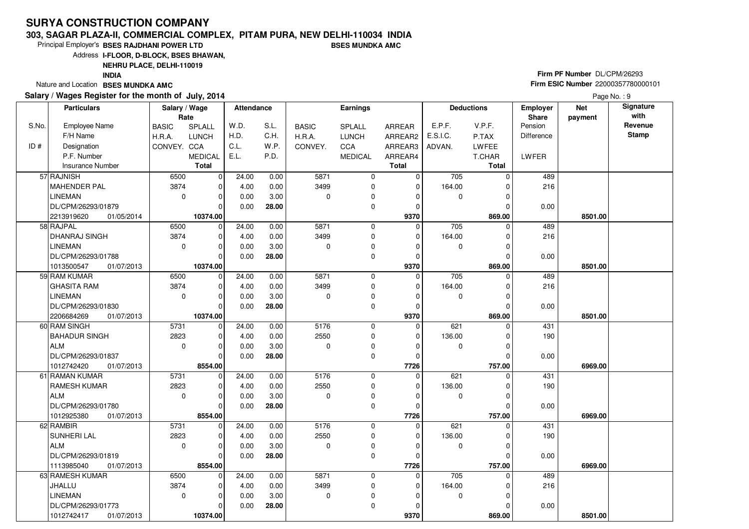# SURYA CONSTRUCTION COMPANY

**303, SAGAR PLAZA-II, COMMERCIAL COMPLEX, PITAM PURA, NEW DELHI-110034 INDIA**

Principal Employer's **BSES RAJDHANI POWER LTD** **BSES MUNDKA AMC**

Address **I-FLOOR, D-BLOCK, BSES BHAWAN, NEHRU PLACE, DELHI-110019 INDIA**

Nature and Location **BSES MUNDKA AMC**

**Firm PF Number** DL/CPM/26293

**Firm ESIC Number** 22000357780000101

**Salary / Wages Register for the month of July, 2014**

| S.No. / ID # | Employee Name / F/H Name / Designation / P.F. Number / Insurance Number | Rate: BASIC / H.R.A. / CONVEY. | Rate: SPLALL / LUNCH / CCA / MEDICAL / Total | W.D. / H.D. / C.L. / E.L. | S.L. / C.H. / W.P. / P.D. | Earnings: BASIC / H.R.A. / CONVEY. | SPLALL / LUNCH / CCA / MEDICAL | ARREAR / ARREAR2 / ARREAR3 / ARREAR4 / Total | Deductions: E.P.F. / E.S.I.C. / ADVAN. | V.P.F. / P.TAX / LWFEE / T.CHAR / Total | Employer Share: Pension / Difference / LWFER | Net payment | Signature with Revenue Stamp |
|---|---|---|---|---|---|---|---|---|---|---|---|---|---|
| 57 | RAJNISH / MAHENDER PAL / LINEMAN / DL/CPM/26293/01879 / 2213919620 01/05/2014 | 6500 / 3874 / 0 | 0 / 0 / 0 / 0 / **10374.00** | 24.00 / 4.00 / 0.00 / 0.00 | 0.00 / 0.00 / 3.00 / **28.00** | 5871 / 3499 / 0 | 0 / 0 / 0 / 0 | 0 / 0 / 0 / 0 / **9370** | 705 / 164.00 / 0 | 0 / 0 / 0 / 0 / **869.00** | 489 / 216 / 0.00 | **8501.00** | |
| 58 | RAJPAL / DHANRAJ SINGH / LINEMAN / DL/CPM/26293/01788 / 1013500547 01/07/2013 | 6500 / 3874 / 0 | 0 / 0 / 0 / 0 / **10374.00** | 24.00 / 4.00 / 0.00 / 0.00 | 0.00 / 0.00 / 3.00 / **28.00** | 5871 / 3499 / 0 | 0 / 0 / 0 / 0 | 0 / 0 / 0 / 0 / **9370** | 705 / 164.00 / 0 | 0 / 0 / 0 / 0 / **869.00** | 489 / 216 / 0.00 | **8501.00** | |
| 59 | RAM KUMAR / GHASITA RAM / LINEMAN / DL/CPM/26293/01830 / 2206684269 01/07/2013 | 6500 / 3874 / 0 | 0 / 0 / 0 / 0 / **10374.00** | 24.00 / 4.00 / 0.00 / 0.00 | 0.00 / 0.00 / 3.00 / **28.00** | 5871 / 3499 / 0 | 0 / 0 / 0 / 0 | 0 / 0 / 0 / 0 / **9370** | 705 / 164.00 / 0 | 0 / 0 / 0 / 0 / **869.00** | 489 / 216 / 0.00 | **8501.00** | |
| 60 | RAM SINGH / BAHADUR SINGH / ALM / DL/CPM/26293/01837 / 1012742420 01/07/2013 | 5731 / 2823 / 0 | 0 / 0 / 0 / 0 / **8554.00** | 24.00 / 4.00 / 0.00 / 0.00 | 0.00 / 0.00 / 3.00 / **28.00** | 5176 / 2550 / 0 | 0 / 0 / 0 / 0 | 0 / 0 / 0 / 0 / **7726** | 621 / 136.00 / 0 | 0 / 0 / 0 / 0 / **757.00** | 431 / 190 / 0.00 | **6969.00** | |
| 61 | RAMAN KUMAR / RAMESH KUMAR / ALM / DL/CPM/26293/01780 / 1012925380 01/07/2013 | 5731 / 2823 / 0 | 0 / 0 / 0 / 0 / **8554.00** | 24.00 / 4.00 / 0.00 / 0.00 | 0.00 / 0.00 / 3.00 / **28.00** | 5176 / 2550 / 0 | 0 / 0 / 0 / 0 | 0 / 0 / 0 / 0 / **7726** | 621 / 136.00 / 0 | 0 / 0 / 0 / 0 / **757.00** | 431 / 190 / 0.00 | **6969.00** | |
| 62 | RAMBIR / SUNHERI LAL / ALM / DL/CPM/26293/01819 / 1113985040 01/07/2013 | 5731 / 2823 / 0 | 0 / 0 / 0 / 0 / **8554.00** | 24.00 / 4.00 / 0.00 / 0.00 | 0.00 / 0.00 / 3.00 / **28.00** | 5176 / 2550 / 0 | 0 / 0 / 0 / 0 | 0 / 0 / 0 / 0 / **7726** | 621 / 136.00 / 0 | 0 / 0 / 0 / 0 / **757.00** | 431 / 190 / 0.00 | **6969.00** | |
| 63 | RAMESH KUMAR / JHALLU / LINEMAN / DL/CPM/26293/01773 / 1012742417 01/07/2013 | 6500 / 3874 / 0 | 0 / 0 / 0 / 0 / **10374.00** | 24.00 / 4.00 / 0.00 / 0.00 | 0.00 / 0.00 / 3.00 / **28.00** | 5871 / 3499 / 0 | 0 / 0 / 0 / 0 | 0 / 0 / 0 / 0 / **9370** | 705 / 164.00 / 0 | 0 / 0 / 0 / 0 / **869.00** | 489 / 216 / 0.00 | **8501.00** | |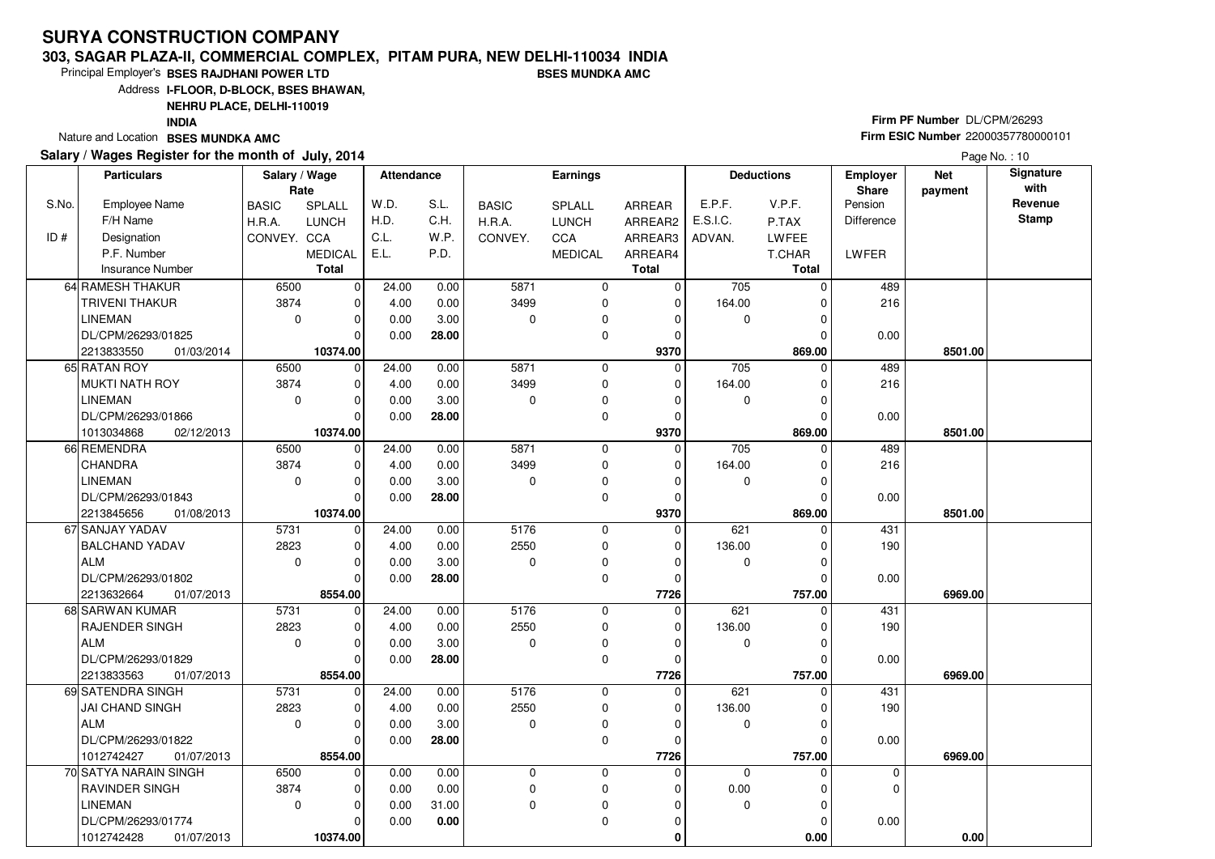# SURYA CONSTRUCTION COMPANY

**303, SAGAR PLAZA-II, COMMERCIAL COMPLEX, PITAM PURA, NEW DELHI-110034 INDIA**

Principal Employer's **BSES RAJDHANI POWER LTD** **BSES MUNDKA AMC**

Address **I-FLOOR, D-BLOCK, BSES BHAWAN, NEHRU PLACE, DELHI-110019 INDIA**

Nature and Location **BSES MUNDKA AMC**

**Firm PF Number** DL/CPM/26293

**Firm ESIC Number** 22000357780000101

**Salary / Wages Register for the month of July, 2014**

| S.No. / ID # | Employee Name / F/H Name / Designation / P.F. Number / Insurance Number | BASIC / H.R.A. / CONVEY. | SPLALL / LUNCH / CCA / MEDICAL / Total | W.D. / H.D. / C.L. / E.L. | S.L. / C.H. / W.P. / P.D. | BASIC / H.R.A. / CONVEY. | SPLALL / LUNCH / CCA / MEDICAL | ARREAR / ARREAR2 / ARREAR3 / ARREAR4 / Total | E.P.F. / E.S.I.C. / ADVAN. | V.P.F. / P.TAX / LWFEE / T.CHAR / Total | Employer Share Pension / Difference / LWFER | Net payment | Signature with Revenue Stamp |
|---|---|---|---|---|---|---|---|---|---|---|---|---|---|
| 64 | RAMESH THAKUR | 6500 | 0 | 24.00 | 0.00 | 5871 | 0 | 0 | 705 | 0 | 489 | | |
| | TRIVENI THAKUR | 3874 | 0 | 4.00 | 0.00 | 3499 | 0 | 0 | 164.00 | 0 | 216 | | |
| | LINEMAN | 0 | 0 | 0.00 | 3.00 | 0 | 0 | 0 | 0 | 0 | | | |
| | DL/CPM/26293/01825 | | 0 | 0.00 | **28.00** | | 0 | 0 | | 0 | 0.00 | | |
| | 2213833550 01/03/2014 | | **10374.00** | | | | | **9370** | | **869.00** | | **8501.00** | |
| 65 | RATAN ROY | 6500 | 0 | 24.00 | 0.00 | 5871 | 0 | 0 | 705 | 0 | 489 | | |
| | MUKTI NATH ROY | 3874 | 0 | 4.00 | 0.00 | 3499 | 0 | 0 | 164.00 | 0 | 216 | | |
| | LINEMAN | 0 | 0 | 0.00 | 3.00 | 0 | 0 | 0 | 0 | 0 | | | |
| | DL/CPM/26293/01866 | | 0 | 0.00 | **28.00** | | 0 | 0 | | 0 | 0.00 | | |
| | 1013034868 02/12/2013 | | **10374.00** | | | | | **9370** | | **869.00** | | **8501.00** | |
| 66 | REMENDRA | 6500 | 0 | 24.00 | 0.00 | 5871 | 0 | 0 | 705 | 0 | 489 | | |
| | CHANDRA | 3874 | 0 | 4.00 | 0.00 | 3499 | 0 | 0 | 164.00 | 0 | 216 | | |
| | LINEMAN | 0 | 0 | 0.00 | 3.00 | 0 | 0 | 0 | 0 | 0 | | | |
| | DL/CPM/26293/01843 | | 0 | 0.00 | **28.00** | | 0 | 0 | | 0 | 0.00 | | |
| | 2213845656 01/08/2013 | | **10374.00** | | | | | **9370** | | **869.00** | | **8501.00** | |
| 67 | SANJAY YADAV | 5731 | 0 | 24.00 | 0.00 | 5176 | 0 | 0 | 621 | 0 | 431 | | |
| | BALCHAND YADAV | 2823 | 0 | 4.00 | 0.00 | 2550 | 0 | 0 | 136.00 | 0 | 190 | | |
| | ALM | 0 | 0 | 0.00 | 3.00 | 0 | 0 | 0 | 0 | 0 | | | |
| | DL/CPM/26293/01802 | | 0 | 0.00 | **28.00** | | 0 | 0 | | 0 | 0.00 | | |
| | 2213632664 01/07/2013 | | **8554.00** | | | | | **7726** | | **757.00** | | **6969.00** | |
| 68 | SARWAN KUMAR | 5731 | 0 | 24.00 | 0.00 | 5176 | 0 | 0 | 621 | 0 | 431 | | |
| | RAJENDER SINGH | 2823 | 0 | 4.00 | 0.00 | 2550 | 0 | 0 | 136.00 | 0 | 190 | | |
| | ALM | 0 | 0 | 0.00 | 3.00 | 0 | 0 | 0 | 0 | 0 | | | |
| | DL/CPM/26293/01829 | | 0 | 0.00 | **28.00** | | 0 | 0 | | 0 | 0.00 | | |
| | 2213833563 01/07/2013 | | **8554.00** | | | | | **7726** | | **757.00** | | **6969.00** | |
| 69 | SATENDRA SINGH | 5731 | 0 | 24.00 | 0.00 | 5176 | 0 | 0 | 621 | 0 | 431 | | |
| | JAI CHAND SINGH | 2823 | 0 | 4.00 | 0.00 | 2550 | 0 | 0 | 136.00 | 0 | 190 | | |
| | ALM | 0 | 0 | 0.00 | 3.00 | 0 | 0 | 0 | 0 | 0 | | | |
| | DL/CPM/26293/01822 | | 0 | 0.00 | **28.00** | | 0 | 0 | | 0 | 0.00 | | |
| | 1012742427 01/07/2013 | | **8554.00** | | | | | **7726** | | **757.00** | | **6969.00** | |
| 70 | SATYA NARAIN SINGH | 6500 | 0 | 0.00 | 0.00 | 0 | 0 | 0 | 0 | 0 | 0 | | |
| | RAVINDER SINGH | 3874 | 0 | 0.00 | 0.00 | 0 | 0 | 0 | 0.00 | 0 | 0 | | |
| | LINEMAN | 0 | 0 | 0.00 | 31.00 | 0 | 0 | 0 | 0 | 0 | | | |
| | DL/CPM/26293/01774 | | 0 | 0.00 | **0.00** | | 0 | 0 | | 0 | 0.00 | | |
| | 1012742428 01/07/2013 | | **10374.00** | | | | | **0** | | **0.00** | | **0.00** | |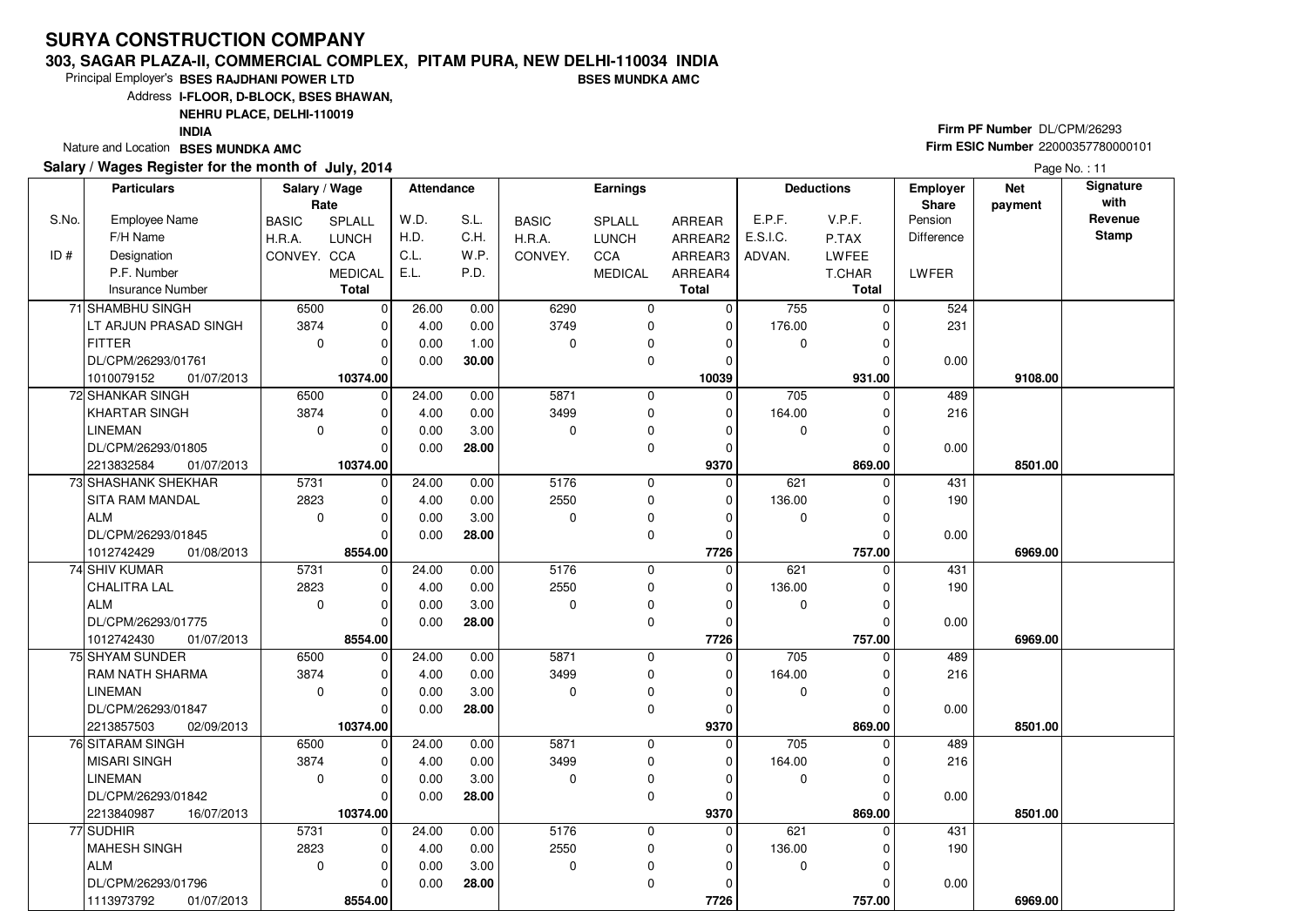# SURYA CONSTRUCTION COMPANY

**303, SAGAR PLAZA-II, COMMERCIAL COMPLEX, PITAM PURA, NEW DELHI-110034 INDIA**

Principal Employer's **BSES RAJDHANI POWER LTD** **BSES MUNDKA AMC**

Address **I-FLOOR, D-BLOCK, BSES BHAWAN, NEHRU PLACE, DELHI-110019 INDIA**

Nature and Location **BSES MUNDKA AMC**

**Firm PF Number** DL/CPM/26293

**Firm ESIC Number** 22000357780000101

**Salary / Wages Register for the month of July, 2014**

| S.No. / ID # | Particulars: Employee Name / F/H Name / Designation / P.F. Number / Insurance Number | Salary / Wage Rate: BASIC / H.R.A. / CONVEY. | SPLALL / LUNCH / CCA / MEDICAL / Total | Attendance: W.D. / H.D. / C.L. / E.L. | S.L. / C.H. / W.P. / P.D. | Earnings: BASIC / H.R.A. / CONVEY. | SPLALL / LUNCH / CCA / MEDICAL | ARREAR / ARREAR2 / ARREAR3 / ARREAR4 / Total | Deductions: E.P.F. / E.S.I.C. / ADVAN. | V.P.F. / P.TAX / LWFEE / T.CHAR / Total | Employer Share: Pension / Difference / LWFER | Net payment | Signature with Revenue Stamp |
|---|---|---|---|---|---|---|---|---|---|---|---|---|---|
| 71 | SHAMBHU SINGH / LT ARJUN PRASAD SINGH / FITTER / DL/CPM/26293/01761 / 1010079152 01/07/2013 | 6500 / 3874 / 0 | 0 / 0 / 0 / 0 / **10374.00** | 26.00 / 4.00 / 0.00 / 0.00 | 0.00 / 0.00 / 1.00 / **30.00** | 6290 / 3749 / 0 | 0 / 0 / 0 / 0 | 0 / 0 / 0 / 0 / **10039** | 755 / 176.00 / 0 | 0 / 0 / 0 / 0 / **931.00** | 524 / 231 / 0.00 | **9108.00** | |
| 72 | SHANKAR SINGH / KHARTAR SINGH / LINEMAN / DL/CPM/26293/01805 / 2213832584 01/07/2013 | 6500 / 3874 / 0 | 0 / 0 / 0 / 0 / **10374.00** | 24.00 / 4.00 / 0.00 / 0.00 | 0.00 / 0.00 / 3.00 / **28.00** | 5871 / 3499 / 0 | 0 / 0 / 0 / 0 | 0 / 0 / 0 / 0 / **9370** | 705 / 164.00 / 0 | 0 / 0 / 0 / 0 / **869.00** | 489 / 216 / 0.00 | **8501.00** | |
| 73 | SHASHANK SHEKHAR / SITA RAM MANDAL / ALM / DL/CPM/26293/01845 / 1012742429 01/08/2013 | 5731 / 2823 / 0 | 0 / 0 / 0 / 0 / **8554.00** | 24.00 / 4.00 / 0.00 / 0.00 | 0.00 / 0.00 / 3.00 / **28.00** | 5176 / 2550 / 0 | 0 / 0 / 0 / 0 | 0 / 0 / 0 / 0 / **7726** | 621 / 136.00 / 0 | 0 / 0 / 0 / 0 / **757.00** | 431 / 190 / 0.00 | **6969.00** | |
| 74 | SHIV KUMAR / CHALITRA LAL / ALM / DL/CPM/26293/01775 / 1012742430 01/07/2013 | 5731 / 2823 / 0 | 0 / 0 / 0 / 0 / **8554.00** | 24.00 / 4.00 / 0.00 / 0.00 | 0.00 / 0.00 / 3.00 / **28.00** | 5176 / 2550 / 0 | 0 / 0 / 0 / 0 | 0 / 0 / 0 / 0 / **7726** | 621 / 136.00 / 0 | 0 / 0 / 0 / 0 / **757.00** | 431 / 190 / 0.00 | **6969.00** | |
| 75 | SHYAM SUNDER / RAM NATH SHARMA / LINEMAN / DL/CPM/26293/01847 / 2213857503 02/09/2013 | 6500 / 3874 / 0 | 0 / 0 / 0 / 0 / **10374.00** | 24.00 / 4.00 / 0.00 / 0.00 | 0.00 / 0.00 / 3.00 / **28.00** | 5871 / 3499 / 0 | 0 / 0 / 0 / 0 | 0 / 0 / 0 / 0 / **9370** | 705 / 164.00 / 0 | 0 / 0 / 0 / 0 / **869.00** | 489 / 216 / 0.00 | **8501.00** | |
| 76 | SITARAM SINGH / MISARI SINGH / LINEMAN / DL/CPM/26293/01842 / 2213840987 16/07/2013 | 6500 / 3874 / 0 | 0 / 0 / 0 / 0 / **10374.00** | 24.00 / 4.00 / 0.00 / 0.00 | 0.00 / 0.00 / 3.00 / **28.00** | 5871 / 3499 / 0 | 0 / 0 / 0 / 0 | 0 / 0 / 0 / 0 / **9370** | 705 / 164.00 / 0 | 0 / 0 / 0 / 0 / **869.00** | 489 / 216 / 0.00 | **8501.00** | |
| 77 | SUDHIR / MAHESH SINGH / ALM / DL/CPM/26293/01796 / 1113973792 01/07/2013 | 5731 / 2823 / 0 | 0 / 0 / 0 / 0 / **8554.00** | 24.00 / 4.00 / 0.00 / 0.00 | 0.00 / 0.00 / 3.00 / **28.00** | 5176 / 2550 / 0 | 0 / 0 / 0 / 0 | 0 / 0 / 0 / 0 / **7726** | 621 / 136.00 / 0 | 0 / 0 / 0 / 0 / **757.00** | 431 / 190 / 0.00 | **6969.00** | |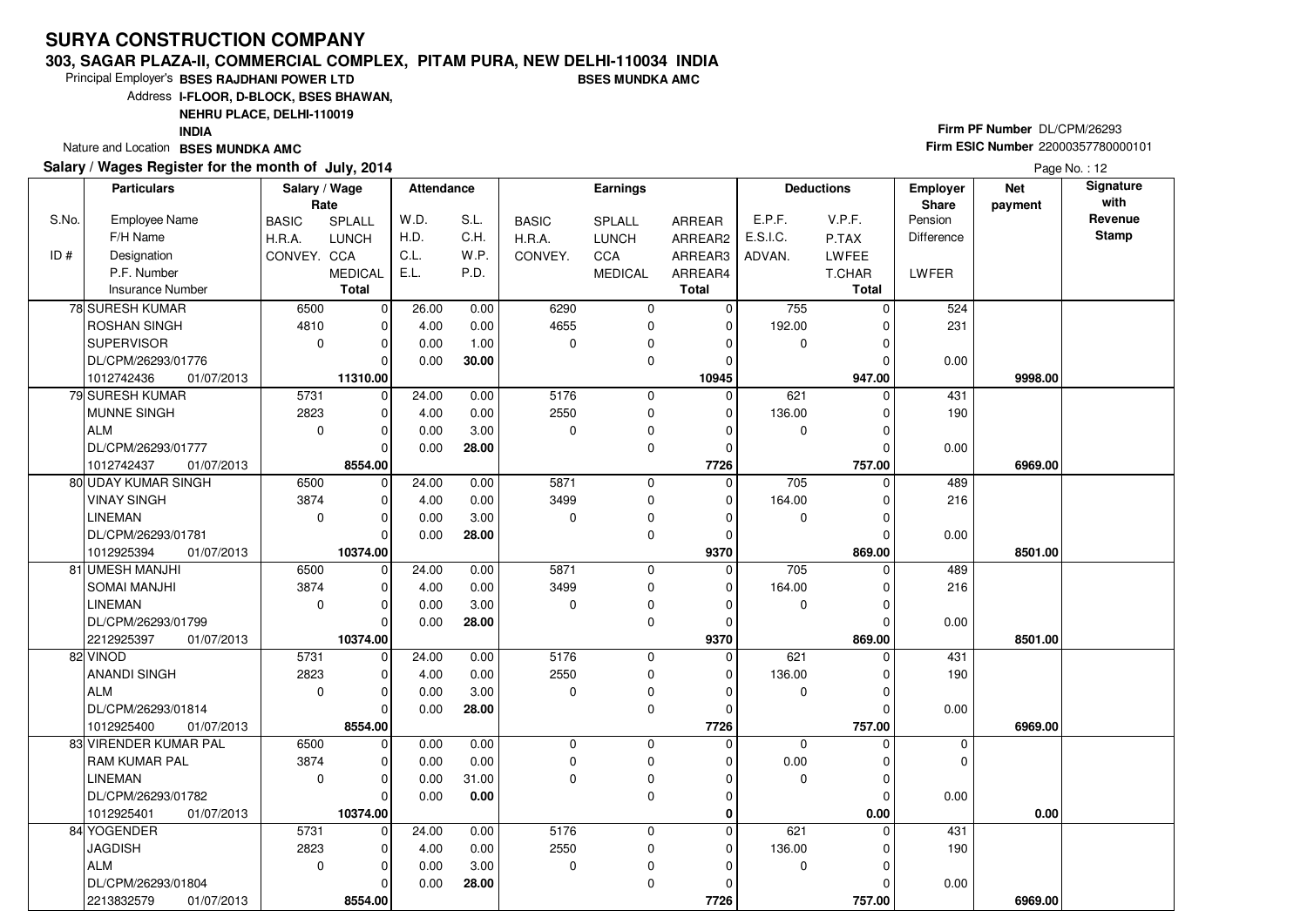# SURYA CONSTRUCTION COMPANY

**303, SAGAR PLAZA-II, COMMERCIAL COMPLEX, PITAM PURA, NEW DELHI-110034 INDIA**

Principal Employer's **BSES RAJDHANI POWER LTD** **BSES MUNDKA AMC**

Address **I-FLOOR, D-BLOCK, BSES BHAWAN, NEHRU PLACE, DELHI-110019 INDIA**

Nature and Location **BSES MUNDKA AMC**

**Firm PF Number** DL/CPM/26293

**Firm ESIC Number** 22000357780000101

**Salary / Wages Register for the month of July, 2014**

Page No. : 12

| S.No. / ID # | Particulars: Employee Name / F/H Name / Designation / P.F. Number / Insurance Number | Salary / Wage Rate: BASIC / H.R.A. / CONVEY. | Salary / Wage Rate: SPLALL / LUNCH / CCA / MEDICAL / Total | Attendance: W.D. / H.D. / C.L. / E.L. | Attendance: S.L. / C.H. / W.P. / P.D. | Earnings: BASIC / H.R.A. / CONVEY. | Earnings: SPLALL / LUNCH / CCA / MEDICAL | Earnings: ARREAR / ARREAR2 / ARREAR3 / ARREAR4 / Total | Deductions: E.P.F. / E.S.I.C. / ADVAN. | Deductions: V.P.F. / P.TAX / LWFEE / T.CHAR / Total | Employer Share: Pension / Difference / LWFER | Net payment | Signature with Revenue Stamp |
|---|---|---|---|---|---|---|---|---|---|---|---|---|---|
| 78 | SURESH KUMAR / ROSHAN SINGH / SUPERVISOR / DL/CPM/26293/01776 / 1012742436 01/07/2013 | 6500 / 4810 / 0 | 0 / 0 / 0 / 0 / **11310.00** | 26.00 / 4.00 / 0.00 / 0.00 | 0.00 / 0.00 / 1.00 / **30.00** | 6290 / 4655 / 0 | 0 / 0 / 0 / 0 | 0 / 0 / 0 / 0 / **10945** | 755 / 192.00 / 0 | 0 / 0 / 0 / 0 / **947.00** | 524 / 231 / 0.00 | **9998.00** | |
| 79 | SURESH KUMAR / MUNNE SINGH / ALM / DL/CPM/26293/01777 / 1012742437 01/07/2013 | 5731 / 2823 / 0 | 0 / 0 / 0 / 0 / **8554.00** | 24.00 / 4.00 / 0.00 / 0.00 | 0.00 / 0.00 / 3.00 / **28.00** | 5176 / 2550 / 0 | 0 / 0 / 0 / 0 | 0 / 0 / 0 / 0 / **7726** | 621 / 136.00 / 0 | 0 / 0 / 0 / 0 / **757.00** | 431 / 190 / 0.00 | **6969.00** | |
| 80 | UDAY KUMAR SINGH / VINAY SINGH / LINEMAN / DL/CPM/26293/01781 / 1012925394 01/07/2013 | 6500 / 3874 / 0 | 0 / 0 / 0 / 0 / **10374.00** | 24.00 / 4.00 / 0.00 / 0.00 | 0.00 / 0.00 / 3.00 / **28.00** | 5871 / 3499 / 0 | 0 / 0 / 0 / 0 | 0 / 0 / 0 / 0 / **9370** | 705 / 164.00 / 0 | 0 / 0 / 0 / 0 / **869.00** | 489 / 216 / 0.00 | **8501.00** | |
| 81 | UMESH MANJHI / SOMAI MANJHI / LINEMAN / DL/CPM/26293/01799 / 2212925397 01/07/2013 | 6500 / 3874 / 0 | 0 / 0 / 0 / 0 / **10374.00** | 24.00 / 4.00 / 0.00 / 0.00 | 0.00 / 0.00 / 3.00 / **28.00** | 5871 / 3499 / 0 | 0 / 0 / 0 / 0 | 0 / 0 / 0 / 0 / **9370** | 705 / 164.00 / 0 | 0 / 0 / 0 / 0 / **869.00** | 489 / 216 / 0.00 | **8501.00** | |
| 82 | VINOD / ANANDI SINGH / ALM / DL/CPM/26293/01814 / 1012925400 01/07/2013 | 5731 / 2823 / 0 | 0 / 0 / 0 / 0 / **8554.00** | 24.00 / 4.00 / 0.00 / 0.00 | 0.00 / 0.00 / 3.00 / **28.00** | 5176 / 2550 / 0 | 0 / 0 / 0 / 0 | 0 / 0 / 0 / 0 / **7726** | 621 / 136.00 / 0 | 0 / 0 / 0 / 0 / **757.00** | 431 / 190 / 0.00 | **6969.00** | |
| 83 | VIRENDER KUMAR PAL / RAM KUMAR PAL / LINEMAN / DL/CPM/26293/01782 / 1012925401 01/07/2013 | 6500 / 3874 / 0 | 0 / 0 / 0 / 0 / **10374.00** | 0.00 / 0.00 / 0.00 / 0.00 | 0.00 / 0.00 / 31.00 / **0.00** | 0 / 0 / 0 | 0 / 0 / 0 / 0 | 0 / 0 / 0 / 0 / **0** | 0 / 0.00 / 0 | 0 / 0 / 0 / 0 / **0.00** | 0 / 0 / 0.00 | **0.00** | |
| 84 | YOGENDER / JAGDISH / ALM / DL/CPM/26293/01804 / 2213832579 01/07/2013 | 5731 / 2823 / 0 | 0 / 0 / 0 / 0 / **8554.00** | 24.00 / 4.00 / 0.00 / 0.00 | 0.00 / 0.00 / 3.00 / **28.00** | 5176 / 2550 / 0 | 0 / 0 / 0 / 0 | 0 / 0 / 0 / 0 / **7726** | 621 / 136.00 / 0 | 0 / 0 / 0 / 0 / **757.00** | 431 / 190 / 0.00 | **6969.00** | |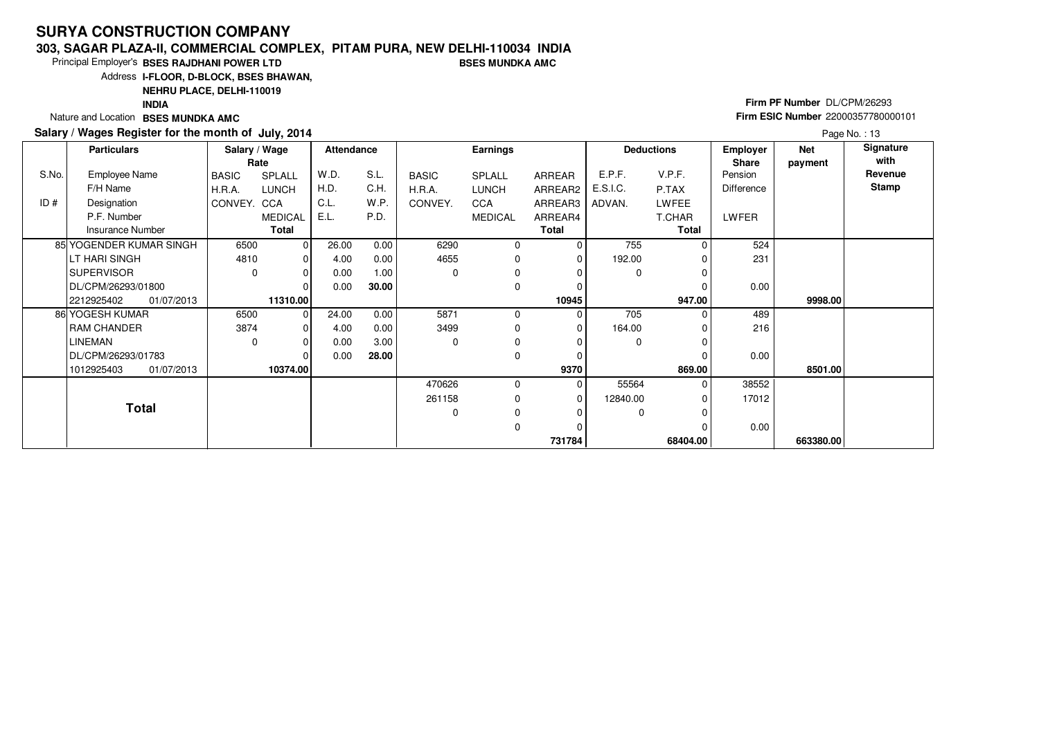# SURYA CONSTRUCTION COMPANY

**303, SAGAR PLAZA-II, COMMERCIAL COMPLEX, PITAM PURA, NEW DELHI-110034 INDIA**

Principal Employer's **BSES RAJDHANI POWER LTD** **BSES MUNDKA AMC**

Address **I-FLOOR, D-BLOCK, BSES BHAWAN, NEHRU PLACE, DELHI-110019 INDIA**

Nature and Location **BSES MUNDKA AMC**

**Firm PF Number** DL/CPM/26293

**Firm ESIC Number** 22000357780000101

**Salary / Wages Register for the month of July, 2014**

| S.No. / ID # | Particulars: Employee Name / F/H Name / Designation / P.F. Number / Insurance Number | Salary / Wage Rate: BASIC / H.R.A. / CONVEY. | Salary / Wage Rate: SPLALL / LUNCH / CCA / MEDICAL / Total | Attendance: W.D. / H.D. / C.L. / E.L. | Attendance: S.L. / C.H. / W.P. / P.D. | Earnings: BASIC / H.R.A. / CONVEY. | Earnings: SPLALL / LUNCH / CCA / MEDICAL | Earnings: ARREAR / ARREAR2 / ARREAR3 / ARREAR4 / Total | Deductions: E.P.F. / E.S.I.C. / ADVAN. | Deductions: V.P.F. / P.TAX / LWFEE / T.CHAR / Total | Employer Share: Pension / Difference / LWFER | Net payment | Signature with Revenue Stamp |
|---|---|---|---|---|---|---|---|---|---|---|---|---|---|
| 85 | YOGENDER KUMAR SINGH | 6500 | 0 | 26.00 | 0.00 | 6290 | 0 | 0 | 755 | 0 | 524 | | |
| | LT HARI SINGH | 4810 | 0 | 4.00 | 0.00 | 4655 | 0 | 0 | 192.00 | 0 | 231 | | |
| | SUPERVISOR | 0 | 0 | 0.00 | 1.00 | 0 | 0 | 0 | 0 | 0 | | | |
| | DL/CPM/26293/01800 | | 0 | 0.00 | **30.00** | | 0 | 0 | | 0 | 0.00 | | |
| | 2212925402 01/07/2013 | | **11310.00** | | | | | **10945** | | **947.00** | | **9998.00** | |
| 86 | YOGESH KUMAR | 6500 | 0 | 24.00 | 0.00 | 5871 | 0 | 0 | 705 | 0 | 489 | | |
| | RAM CHANDER | 3874 | 0 | 4.00 | 0.00 | 3499 | 0 | 0 | 164.00 | 0 | 216 | | |
| | LINEMAN | 0 | 0 | 0.00 | 3.00 | 0 | 0 | 0 | 0 | 0 | | | |
| | DL/CPM/26293/01783 | | 0 | 0.00 | **28.00** | | 0 | 0 | | 0 | 0.00 | | |
| | 1012925403 01/07/2013 | | **10374.00** | | | | | **9370** | | **869.00** | | **8501.00** | |
| | **Total** | | | | | 470626 | 0 | 0 | 55564 | 0 | 38552 | | |
| | | | | | | 261158 | 0 | 0 | 12840.00 | 0 | 17012 | | |
| | | | | | | 0 | 0 | 0 | 0 | 0 | | | |
| | | | | | | | 0 | 0 | | 0 | 0.00 | | |
| | | | | | | | | **731784** | | **68404.00** | | **663380.00** | |